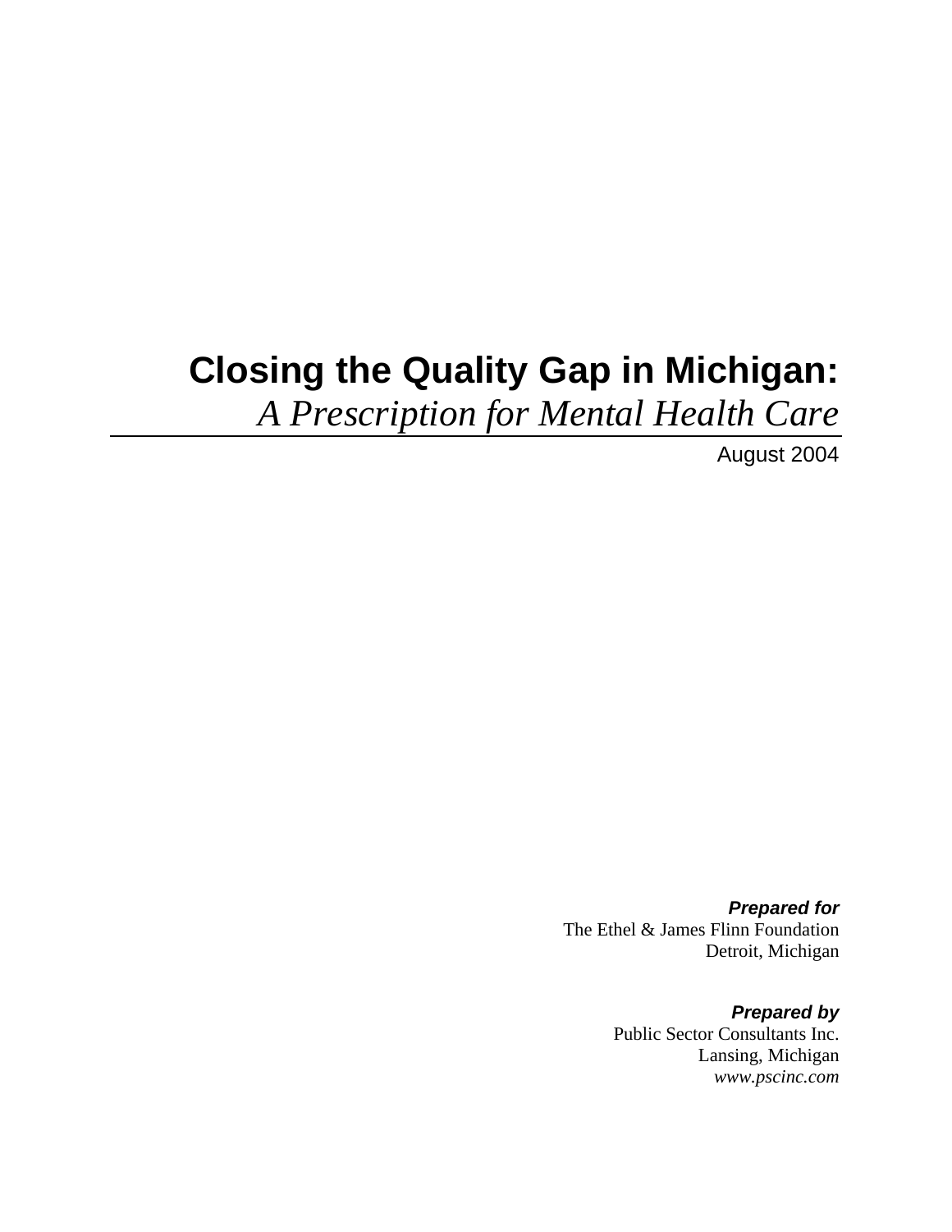# Closing the Quality Gap in Michigan:

*A Prescription for Mental Health Care*

August 2004

***Prepared for***
The Ethel & James Flinn Foundation
Detroit, Michigan

***Prepared by***
Public Sector Consultants Inc.
Lansing, Michigan
*www.pscinc.com*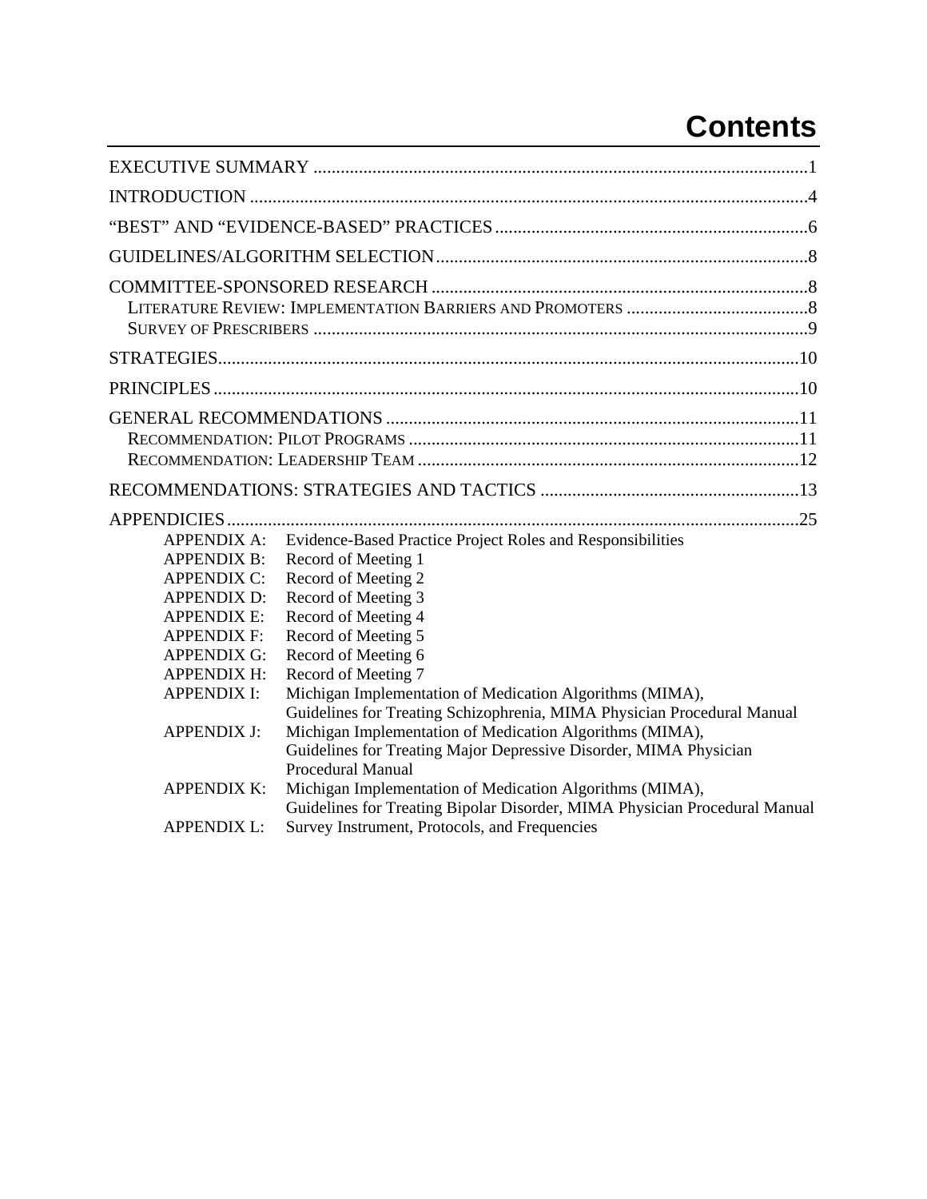# Contents

EXECUTIVE SUMMARY ........................................................................................................1

INTRODUCTION ..............................................................................................................4

"BEST" AND "EVIDENCE-BASED" PRACTICES ..............................................................6

GUIDELINES/ALGORITHM SELECTION ..........................................................................8

COMMITTEE-SPONSORED RESEARCH ...........................................................................8
- LITERATURE REVIEW: IMPLEMENTATION BARRIERS AND PROMOTERS ..............................8
- SURVEY OF PRESCRIBERS ..........................................................................................9

STRATEGIES ...................................................................................................................10

PRINCIPLES ....................................................................................................................10

GENERAL RECOMMENDATIONS .....................................................................................11
- RECOMMENDATION: PILOT PROGRAMS .........................................................................11
- RECOMMENDATION: LEADERSHIP TEAM ........................................................................12

RECOMMENDATIONS: STRATEGIES AND TACTICS ..........................................................13

APPENDICIES ..................................................................................................................25

| | |
|---|---|
| APPENDIX A: | Evidence-Based Practice Project Roles and Responsibilities |
| APPENDIX B: | Record of Meeting 1 |
| APPENDIX C: | Record of Meeting 2 |
| APPENDIX D: | Record of Meeting 3 |
| APPENDIX E: | Record of Meeting 4 |
| APPENDIX F: | Record of Meeting 5 |
| APPENDIX G: | Record of Meeting 6 |
| APPENDIX H: | Record of Meeting 7 |
| APPENDIX I: | Michigan Implementation of Medication Algorithms (MIMA), Guidelines for Treating Schizophrenia, MIMA Physician Procedural Manual |
| APPENDIX J: | Michigan Implementation of Medication Algorithms (MIMA), Guidelines for Treating Major Depressive Disorder, MIMA Physician Procedural Manual |
| APPENDIX K: | Michigan Implementation of Medication Algorithms (MIMA), Guidelines for Treating Bipolar Disorder, MIMA Physician Procedural Manual |
| APPENDIX L: | Survey Instrument, Protocols, and Frequencies |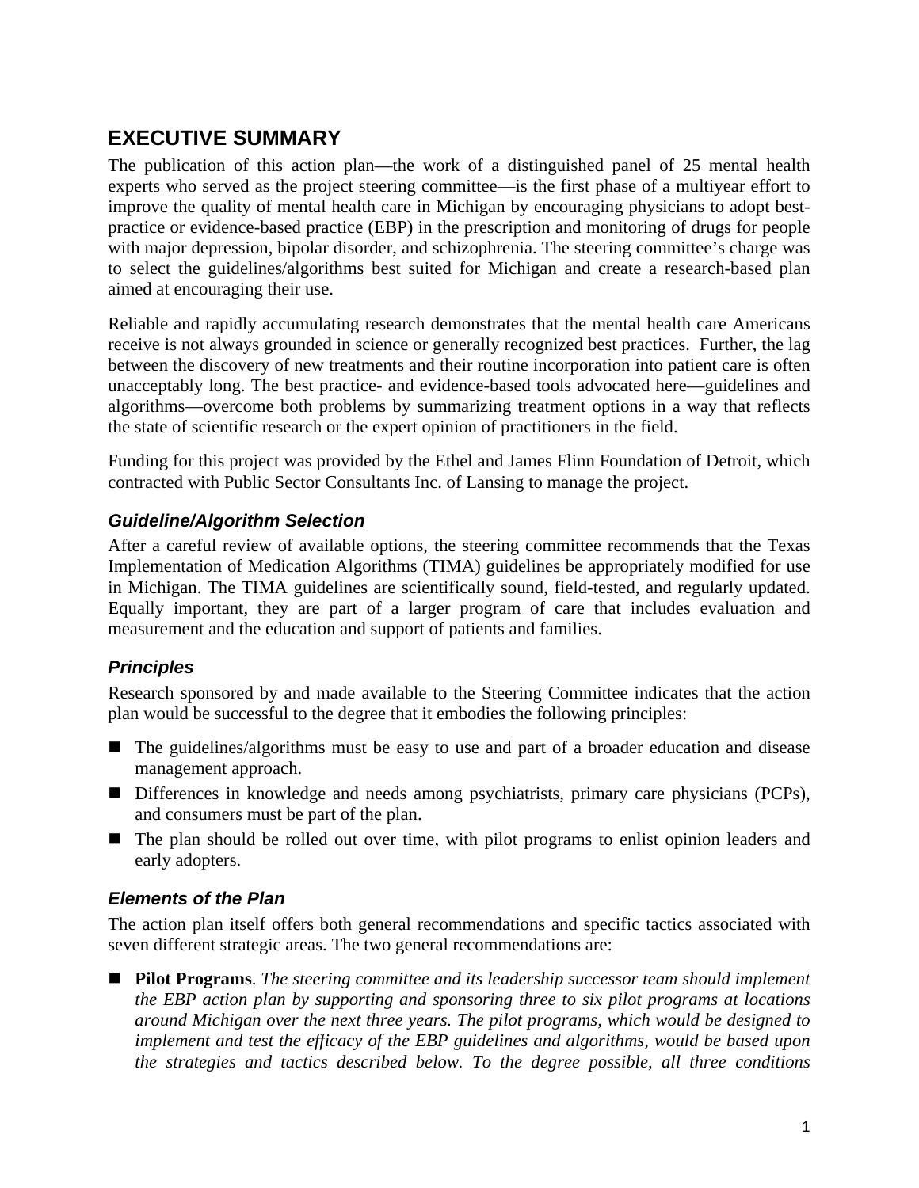## EXECUTIVE SUMMARY

The publication of this action plan—the work of a distinguished panel of 25 mental health experts who served as the project steering committee—is the first phase of a multiyear effort to improve the quality of mental health care in Michigan by encouraging physicians to adopt best-practice or evidence-based practice (EBP) in the prescription and monitoring of drugs for people with major depression, bipolar disorder, and schizophrenia. The steering committee's charge was to select the guidelines/algorithms best suited for Michigan and create a research-based plan aimed at encouraging their use.

Reliable and rapidly accumulating research demonstrates that the mental health care Americans receive is not always grounded in science or generally recognized best practices. Further, the lag between the discovery of new treatments and their routine incorporation into patient care is often unacceptably long. The best practice- and evidence-based tools advocated here—guidelines and algorithms—overcome both problems by summarizing treatment options in a way that reflects the state of scientific research or the expert opinion of practitioners in the field.

Funding for this project was provided by the Ethel and James Flinn Foundation of Detroit, which contracted with Public Sector Consultants Inc. of Lansing to manage the project.

### *Guideline/Algorithm Selection*

After a careful review of available options, the steering committee recommends that the Texas Implementation of Medication Algorithms (TIMA) guidelines be appropriately modified for use in Michigan. The TIMA guidelines are scientifically sound, field-tested, and regularly updated. Equally important, they are part of a larger program of care that includes evaluation and measurement and the education and support of patients and families.

### *Principles*

Research sponsored by and made available to the Steering Committee indicates that the action plan would be successful to the degree that it embodies the following principles:

- The guidelines/algorithms must be easy to use and part of a broader education and disease management approach.
- Differences in knowledge and needs among psychiatrists, primary care physicians (PCPs), and consumers must be part of the plan.
- The plan should be rolled out over time, with pilot programs to enlist opinion leaders and early adopters.

### *Elements of the Plan*

The action plan itself offers both general recommendations and specific tactics associated with seven different strategic areas. The two general recommendations are:

- **Pilot Programs**. *The steering committee and its leadership successor team should implement the EBP action plan by supporting and sponsoring three to six pilot programs at locations around Michigan over the next three years. The pilot programs, which would be designed to implement and test the efficacy of the EBP guidelines and algorithms, would be based upon the strategies and tactics described below. To the degree possible, all three conditions*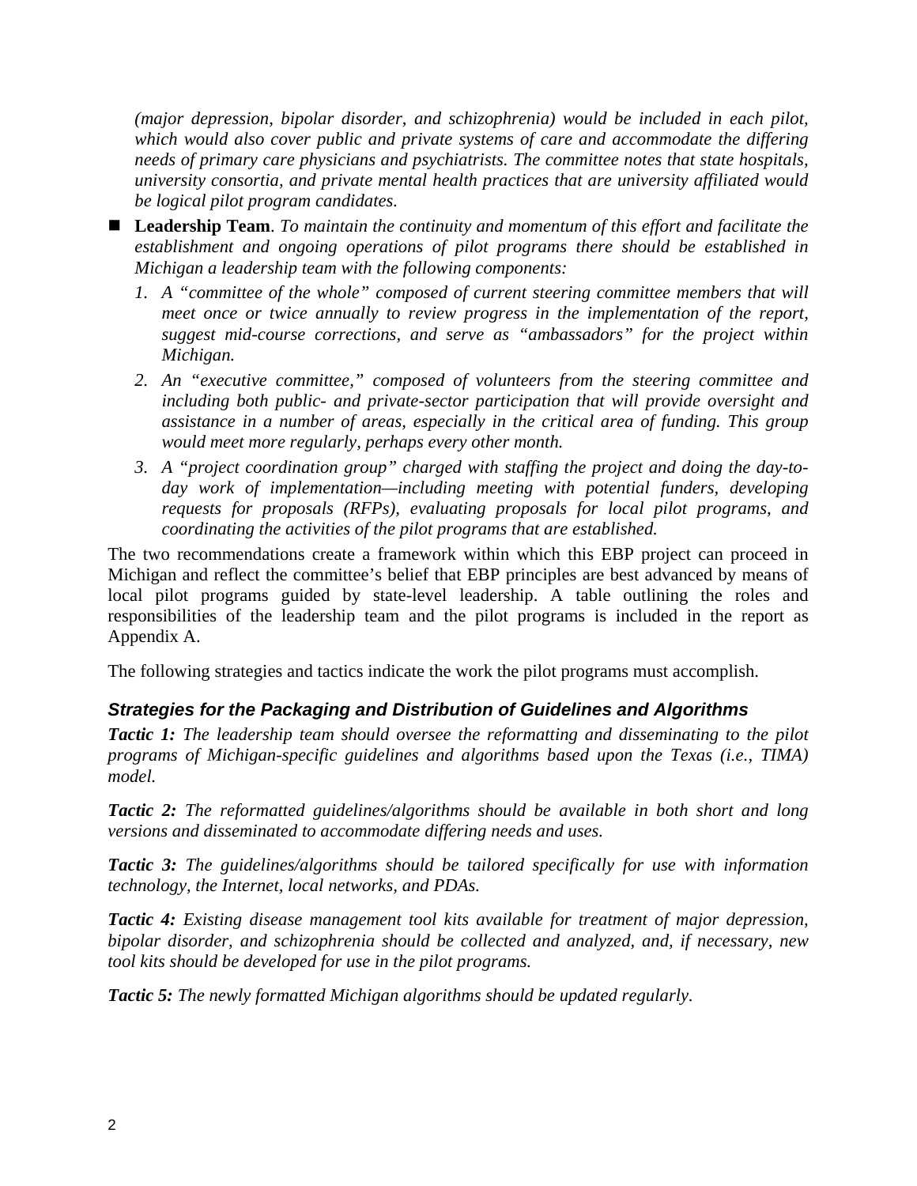*(major depression, bipolar disorder, and schizophrenia) would be included in each pilot, which would also cover public and private systems of care and accommodate the differing needs of primary care physicians and psychiatrists. The committee notes that state hospitals, university consortia, and private mental health practices that are university affiliated would be logical pilot program candidates.*

- **Leadership Team**. *To maintain the continuity and momentum of this effort and facilitate the establishment and ongoing operations of pilot programs there should be established in Michigan a leadership team with the following components:*
  1. *A "committee of the whole" composed of current steering committee members that will meet once or twice annually to review progress in the implementation of the report, suggest mid-course corrections, and serve as "ambassadors" for the project within Michigan.*
  2. *An "executive committee," composed of volunteers from the steering committee and including both public- and private-sector participation that will provide oversight and assistance in a number of areas, especially in the critical area of funding. This group would meet more regularly, perhaps every other month.*
  3. *A "project coordination group" charged with staffing the project and doing the day-to-day work of implementation—including meeting with potential funders, developing requests for proposals (RFPs), evaluating proposals for local pilot programs, and coordinating the activities of the pilot programs that are established.*

The two recommendations create a framework within which this EBP project can proceed in Michigan and reflect the committee's belief that EBP principles are best advanced by means of local pilot programs guided by state-level leadership. A table outlining the roles and responsibilities of the leadership team and the pilot programs is included in the report as Appendix A.

The following strategies and tactics indicate the work the pilot programs must accomplish.

### Strategies for the Packaging and Distribution of Guidelines and Algorithms

***Tactic 1:*** *The leadership team should oversee the reformatting and disseminating to the pilot programs of Michigan-specific guidelines and algorithms based upon the Texas (i.e., TIMA) model.*

***Tactic 2:*** *The reformatted guidelines/algorithms should be available in both short and long versions and disseminated to accommodate differing needs and uses.*

***Tactic 3:*** *The guidelines/algorithms should be tailored specifically for use with information technology, the Internet, local networks, and PDAs.*

***Tactic 4:*** *Existing disease management tool kits available for treatment of major depression, bipolar disorder, and schizophrenia should be collected and analyzed, and, if necessary, new tool kits should be developed for use in the pilot programs.*

***Tactic 5:*** *The newly formatted Michigan algorithms should be updated regularly.*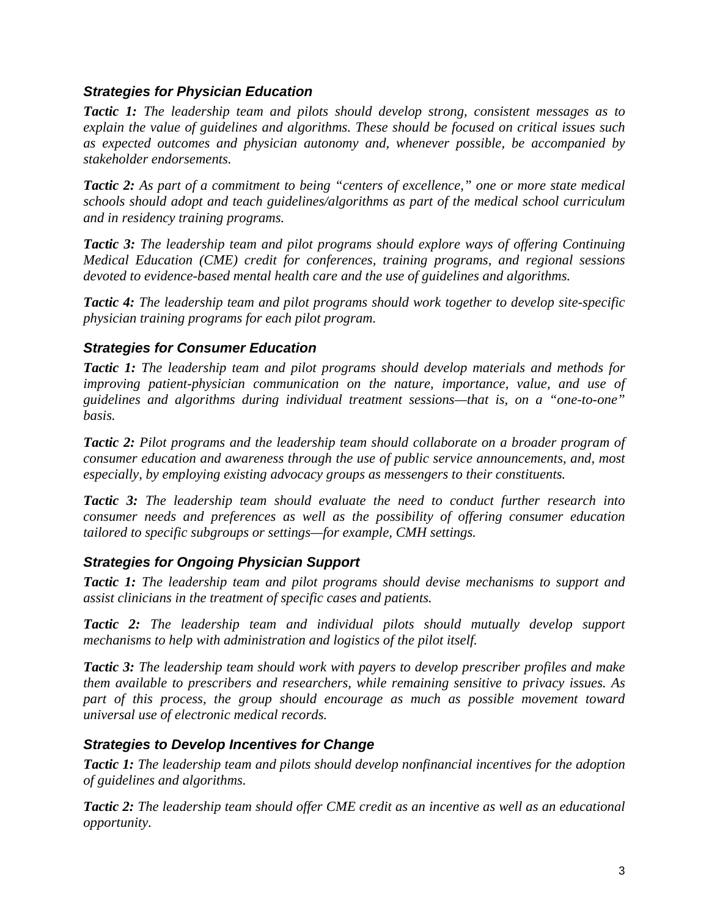### *Strategies for Physician Education*

***Tactic 1:*** *The leadership team and pilots should develop strong, consistent messages as to explain the value of guidelines and algorithms. These should be focused on critical issues such as expected outcomes and physician autonomy and, whenever possible, be accompanied by stakeholder endorsements.*

***Tactic 2:*** *As part of a commitment to being "centers of excellence," one or more state medical schools should adopt and teach guidelines/algorithms as part of the medical school curriculum and in residency training programs.*

***Tactic 3:*** *The leadership team and pilot programs should explore ways of offering Continuing Medical Education (CME) credit for conferences, training programs, and regional sessions devoted to evidence-based mental health care and the use of guidelines and algorithms.*

***Tactic 4:*** *The leadership team and pilot programs should work together to develop site-specific physician training programs for each pilot program.*

### *Strategies for Consumer Education*

***Tactic 1:*** *The leadership team and pilot programs should develop materials and methods for improving patient-physician communication on the nature, importance, value, and use of guidelines and algorithms during individual treatment sessions—that is, on a "one-to-one" basis.*

***Tactic 2:*** *Pilot programs and the leadership team should collaborate on a broader program of consumer education and awareness through the use of public service announcements, and, most especially, by employing existing advocacy groups as messengers to their constituents.*

***Tactic 3:*** *The leadership team should evaluate the need to conduct further research into consumer needs and preferences as well as the possibility of offering consumer education tailored to specific subgroups or settings—for example, CMH settings.*

### *Strategies for Ongoing Physician Support*

***Tactic 1:*** *The leadership team and pilot programs should devise mechanisms to support and assist clinicians in the treatment of specific cases and patients.*

***Tactic 2:*** *The leadership team and individual pilots should mutually develop support mechanisms to help with administration and logistics of the pilot itself.*

***Tactic 3:*** *The leadership team should work with payers to develop prescriber profiles and make them available to prescribers and researchers, while remaining sensitive to privacy issues. As part of this process, the group should encourage as much as possible movement toward universal use of electronic medical records.*

### *Strategies to Develop Incentives for Change*

***Tactic 1:*** *The leadership team and pilots should develop nonfinancial incentives for the adoption of guidelines and algorithms.*

***Tactic 2:*** *The leadership team should offer CME credit as an incentive as well as an educational opportunity.*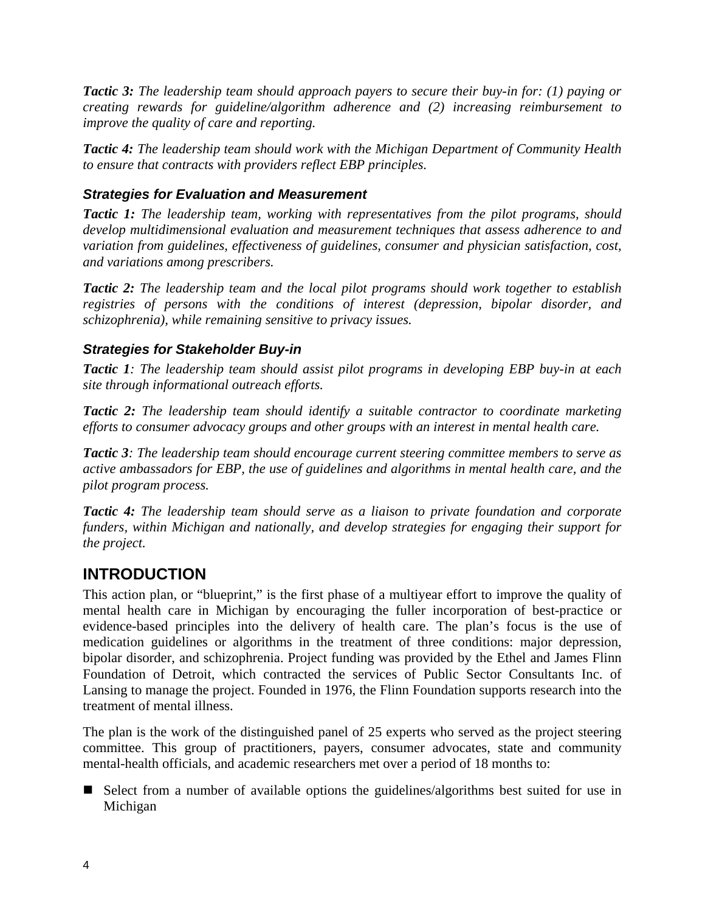***Tactic 3:*** *The leadership team should approach payers to secure their buy-in for: (1) paying or creating rewards for guideline/algorithm adherence and (2) increasing reimbursement to improve the quality of care and reporting.*

***Tactic 4:*** *The leadership team should work with the Michigan Department of Community Health to ensure that contracts with providers reflect EBP principles.*

### *Strategies for Evaluation and Measurement*

***Tactic 1:*** *The leadership team, working with representatives from the pilot programs, should develop multidimensional evaluation and measurement techniques that assess adherence to and variation from guidelines, effectiveness of guidelines, consumer and physician satisfaction, cost, and variations among prescribers.*

***Tactic 2:*** *The leadership team and the local pilot programs should work together to establish registries of persons with the conditions of interest (depression, bipolar disorder, and schizophrenia), while remaining sensitive to privacy issues.*

### *Strategies for Stakeholder Buy-in*

***Tactic 1****: The leadership team should assist pilot programs in developing EBP buy-in at each site through informational outreach efforts.*

***Tactic 2:*** *The leadership team should identify a suitable contractor to coordinate marketing efforts to consumer advocacy groups and other groups with an interest in mental health care.*

***Tactic 3****: The leadership team should encourage current steering committee members to serve as active ambassadors for EBP, the use of guidelines and algorithms in mental health care, and the pilot program process.*

***Tactic 4:*** *The leadership team should serve as a liaison to private foundation and corporate funders, within Michigan and nationally, and develop strategies for engaging their support for the project.*

## INTRODUCTION

This action plan, or "blueprint," is the first phase of a multiyear effort to improve the quality of mental health care in Michigan by encouraging the fuller incorporation of best-practice or evidence-based principles into the delivery of health care. The plan's focus is the use of medication guidelines or algorithms in the treatment of three conditions: major depression, bipolar disorder, and schizophrenia. Project funding was provided by the Ethel and James Flinn Foundation of Detroit, which contracted the services of Public Sector Consultants Inc. of Lansing to manage the project. Founded in 1976, the Flinn Foundation supports research into the treatment of mental illness.

The plan is the work of the distinguished panel of 25 experts who served as the project steering committee. This group of practitioners, payers, consumer advocates, state and community mental-health officials, and academic researchers met over a period of 18 months to:

- Select from a number of available options the guidelines/algorithms best suited for use in Michigan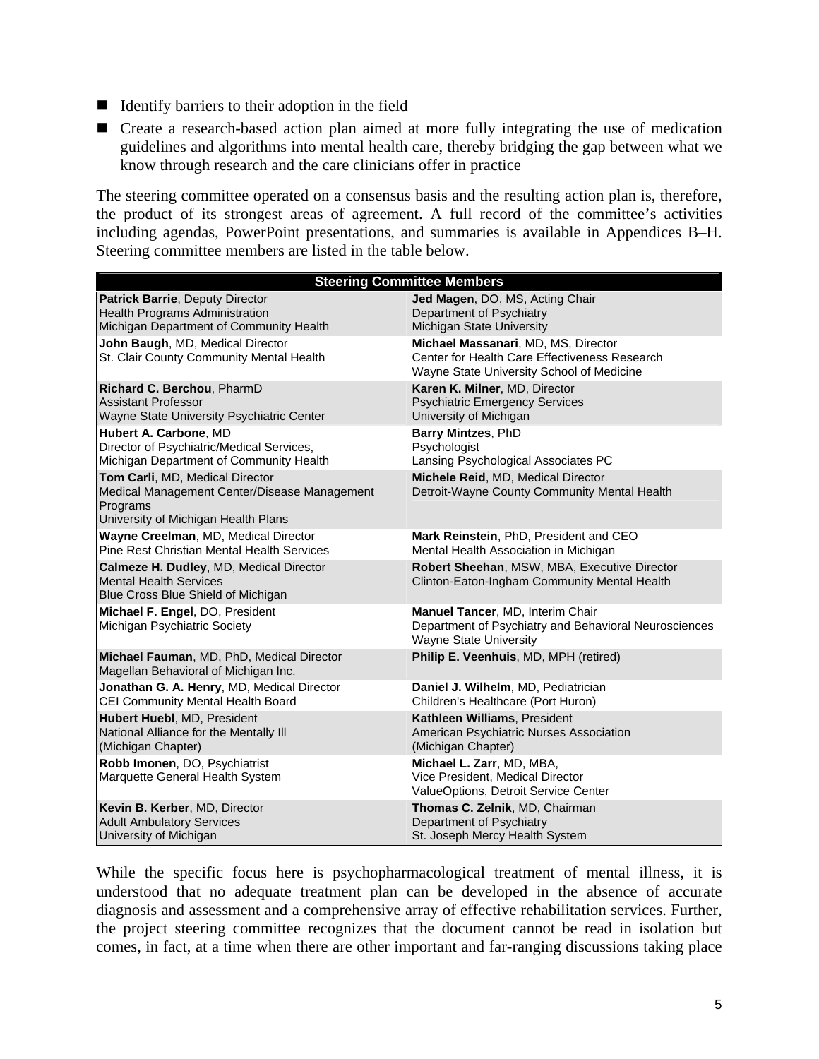- Identify barriers to their adoption in the field
- Create a research-based action plan aimed at more fully integrating the use of medication guidelines and algorithms into mental health care, thereby bridging the gap between what we know through research and the care clinicians offer in practice

The steering committee operated on a consensus basis and the resulting action plan is, therefore, the product of its strongest areas of agreement. A full record of the committee's activities including agendas, PowerPoint presentations, and summaries is available in Appendices B–H. Steering committee members are listed in the table below.

| Steering Committee Members | |
|---|---|
| **Patrick Barrie**, Deputy Director<br>Health Programs Administration<br>Michigan Department of Community Health | **Jed Magen**, DO, MS, Acting Chair<br>Department of Psychiatry<br>Michigan State University |
| **John Baugh**, MD, Medical Director<br>St. Clair County Community Mental Health | **Michael Massanari**, MD, MS, Director<br>Center for Health Care Effectiveness Research<br>Wayne State University School of Medicine |
| **Richard C. Berchou**, PharmD<br>Assistant Professor<br>Wayne State University Psychiatric Center | **Karen K. Milner**, MD, Director<br>Psychiatric Emergency Services<br>University of Michigan |
| **Hubert A. Carbone**, MD<br>Director of Psychiatric/Medical Services,<br>Michigan Department of Community Health | **Barry Mintzes**, PhD<br>Psychologist<br>Lansing Psychological Associates PC |
| **Tom Carli**, MD, Medical Director<br>Medical Management Center/Disease Management Programs<br>University of Michigan Health Plans | **Michele Reid**, MD, Medical Director<br>Detroit-Wayne County Community Mental Health |
| **Wayne Creelman**, MD, Medical Director<br>Pine Rest Christian Mental Health Services | **Mark Reinstein**, PhD, President and CEO<br>Mental Health Association in Michigan |
| **Calmeze H. Dudley**, MD, Medical Director<br>Mental Health Services<br>Blue Cross Blue Shield of Michigan | **Robert Sheehan**, MSW, MBA, Executive Director<br>Clinton-Eaton-Ingham Community Mental Health |
| **Michael F. Engel**, DO, President<br>Michigan Psychiatric Society | **Manuel Tancer**, MD, Interim Chair<br>Department of Psychiatry and Behavioral Neurosciences<br>Wayne State University |
| **Michael Fauman**, MD, PhD, Medical Director<br>Magellan Behavioral of Michigan Inc. | **Philip E. Veenhuis**, MD, MPH (retired) |
| **Jonathan G. A. Henry**, MD, Medical Director<br>CEI Community Mental Health Board | **Daniel J. Wilhelm**, MD, Pediatrician<br>Children's Healthcare (Port Huron) |
| **Hubert Huebl**, MD, President<br>National Alliance for the Mentally Ill<br>(Michigan Chapter) | **Kathleen Williams**, President<br>American Psychiatric Nurses Association<br>(Michigan Chapter) |
| **Robb Imonen**, DO, Psychiatrist<br>Marquette General Health System | **Michael L. Zarr**, MD, MBA,<br>Vice President, Medical Director<br>ValueOptions, Detroit Service Center |
| **Kevin B. Kerber**, MD, Director<br>Adult Ambulatory Services<br>University of Michigan | **Thomas C. Zelnik**, MD, Chairman<br>Department of Psychiatry<br>St. Joseph Mercy Health System |

While the specific focus here is psychopharmacological treatment of mental illness, it is understood that no adequate treatment plan can be developed in the absence of accurate diagnosis and assessment and a comprehensive array of effective rehabilitation services. Further, the project steering committee recognizes that the document cannot be read in isolation but comes, in fact, at a time when there are other important and far-ranging discussions taking place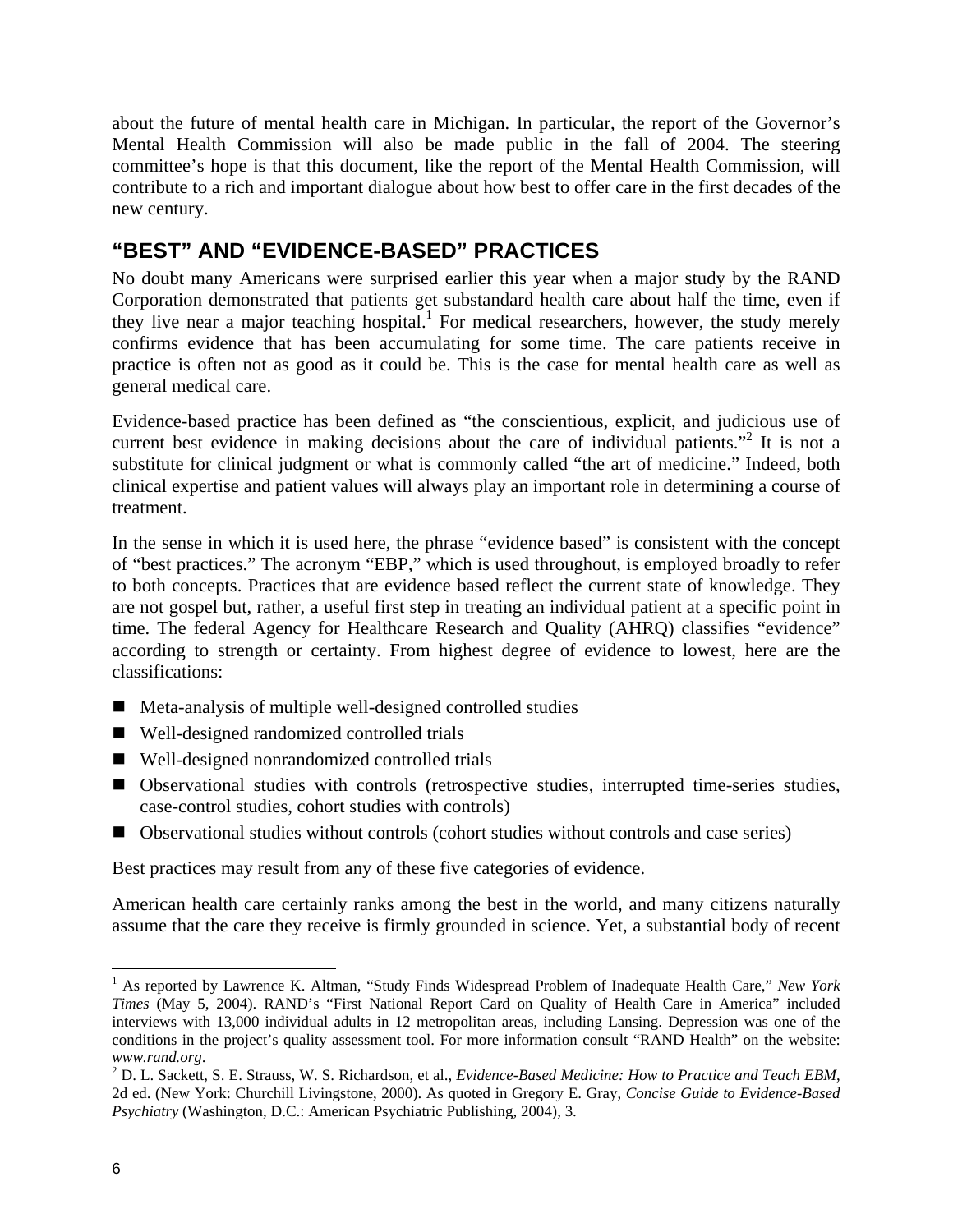about the future of mental health care in Michigan. In particular, the report of the Governor's Mental Health Commission will also be made public in the fall of 2004. The steering committee's hope is that this document, like the report of the Mental Health Commission, will contribute to a rich and important dialogue about how best to offer care in the first decades of the new century.

## "BEST" AND "EVIDENCE-BASED" PRACTICES

No doubt many Americans were surprised earlier this year when a major study by the RAND Corporation demonstrated that patients get substandard health care about half the time, even if they live near a major teaching hospital.[1] For medical researchers, however, the study merely confirms evidence that has been accumulating for some time. The care patients receive in practice is often not as good as it could be. This is the case for mental health care as well as general medical care.

Evidence-based practice has been defined as "the conscientious, explicit, and judicious use of current best evidence in making decisions about the care of individual patients."[2] It is not a substitute for clinical judgment or what is commonly called "the art of medicine." Indeed, both clinical expertise and patient values will always play an important role in determining a course of treatment.

In the sense in which it is used here, the phrase "evidence based" is consistent with the concept of "best practices." The acronym "EBP," which is used throughout, is employed broadly to refer to both concepts. Practices that are evidence based reflect the current state of knowledge. They are not gospel but, rather, a useful first step in treating an individual patient at a specific point in time. The federal Agency for Healthcare Research and Quality (AHRQ) classifies "evidence" according to strength or certainty. From highest degree of evidence to lowest, here are the classifications:

- Meta-analysis of multiple well-designed controlled studies
- Well-designed randomized controlled trials
- Well-designed nonrandomized controlled trials
- Observational studies with controls (retrospective studies, interrupted time-series studies, case-control studies, cohort studies with controls)
- Observational studies without controls (cohort studies without controls and case series)

Best practices may result from any of these five categories of evidence.

American health care certainly ranks among the best in the world, and many citizens naturally assume that the care they receive is firmly grounded in science. Yet, a substantial body of recent

---

[1] As reported by Lawrence K. Altman, "Study Finds Widespread Problem of Inadequate Health Care," *New York Times* (May 5, 2004). RAND's "First National Report Card on Quality of Health Care in America" included interviews with 13,000 individual adults in 12 metropolitan areas, including Lansing. Depression was one of the conditions in the project's quality assessment tool. For more information consult "RAND Health" on the website: *www.rand.org*.

[2] D. L. Sackett, S. E. Strauss, W. S. Richardson, et al., *Evidence-Based Medicine: How to Practice and Teach EBM*, 2d ed. (New York: Churchill Livingstone, 2000). As quoted in Gregory E. Gray, *Concise Guide to Evidence-Based Psychiatry* (Washington, D.C.: American Psychiatric Publishing, 2004), 3.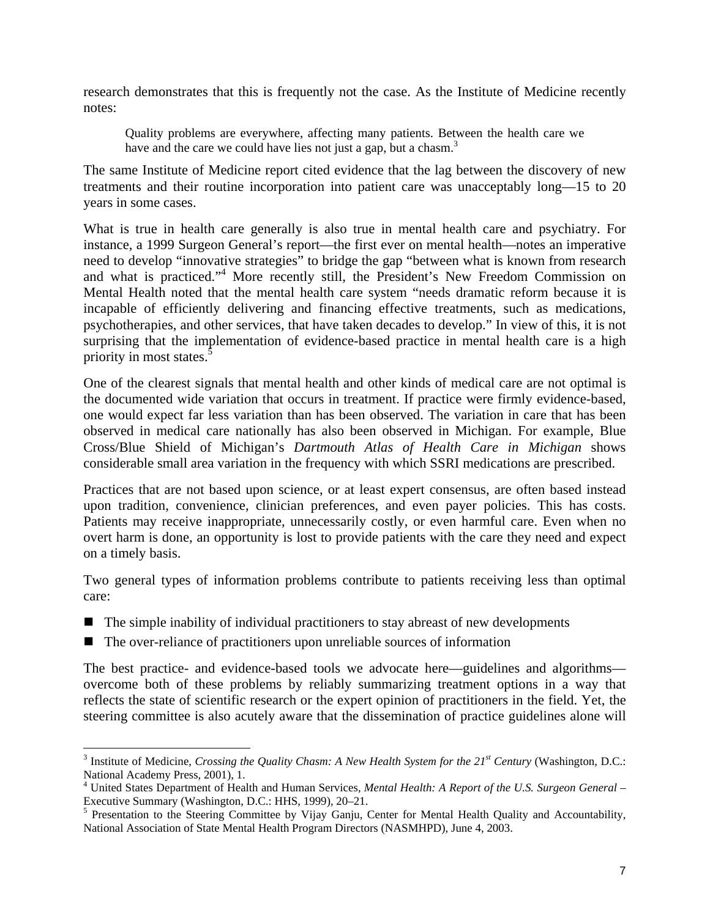research demonstrates that this is frequently not the case. As the Institute of Medicine recently notes:

> Quality problems are everywhere, affecting many patients. Between the health care we have and the care we could have lies not just a gap, but a chasm.[3]

The same Institute of Medicine report cited evidence that the lag between the discovery of new treatments and their routine incorporation into patient care was unacceptably long—15 to 20 years in some cases.

What is true in health care generally is also true in mental health care and psychiatry. For instance, a 1999 Surgeon General's report—the first ever on mental health—notes an imperative need to develop "innovative strategies" to bridge the gap "between what is known from research and what is practiced."[4] More recently still, the President's New Freedom Commission on Mental Health noted that the mental health care system "needs dramatic reform because it is incapable of efficiently delivering and financing effective treatments, such as medications, psychotherapies, and other services, that have taken decades to develop." In view of this, it is not surprising that the implementation of evidence-based practice in mental health care is a high priority in most states.[5]

One of the clearest signals that mental health and other kinds of medical care are not optimal is the documented wide variation that occurs in treatment. If practice were firmly evidence-based, one would expect far less variation than has been observed. The variation in care that has been observed in medical care nationally has also been observed in Michigan. For example, Blue Cross/Blue Shield of Michigan's *Dartmouth Atlas of Health Care in Michigan* shows considerable small area variation in the frequency with which SSRI medications are prescribed.

Practices that are not based upon science, or at least expert consensus, are often based instead upon tradition, convenience, clinician preferences, and even payer policies. This has costs. Patients may receive inappropriate, unnecessarily costly, or even harmful care. Even when no overt harm is done, an opportunity is lost to provide patients with the care they need and expect on a timely basis.

Two general types of information problems contribute to patients receiving less than optimal care:

- The simple inability of individual practitioners to stay abreast of new developments
- The over-reliance of practitioners upon unreliable sources of information

The best practice- and evidence-based tools we advocate here—guidelines and algorithms—overcome both of these problems by reliably summarizing treatment options in a way that reflects the state of scientific research or the expert opinion of practitioners in the field. Yet, the steering committee is also acutely aware that the dissemination of practice guidelines alone will

---

[3] Institute of Medicine, *Crossing the Quality Chasm: A New Health System for the 21st Century* (Washington, D.C.: National Academy Press, 2001), 1.

[4] United States Department of Health and Human Services, *Mental Health: A Report of the U.S. Surgeon General* – Executive Summary (Washington, D.C.: HHS, 1999), 20–21.

[5] Presentation to the Steering Committee by Vijay Ganju, Center for Mental Health Quality and Accountability, National Association of State Mental Health Program Directors (NASMHPD), June 4, 2003.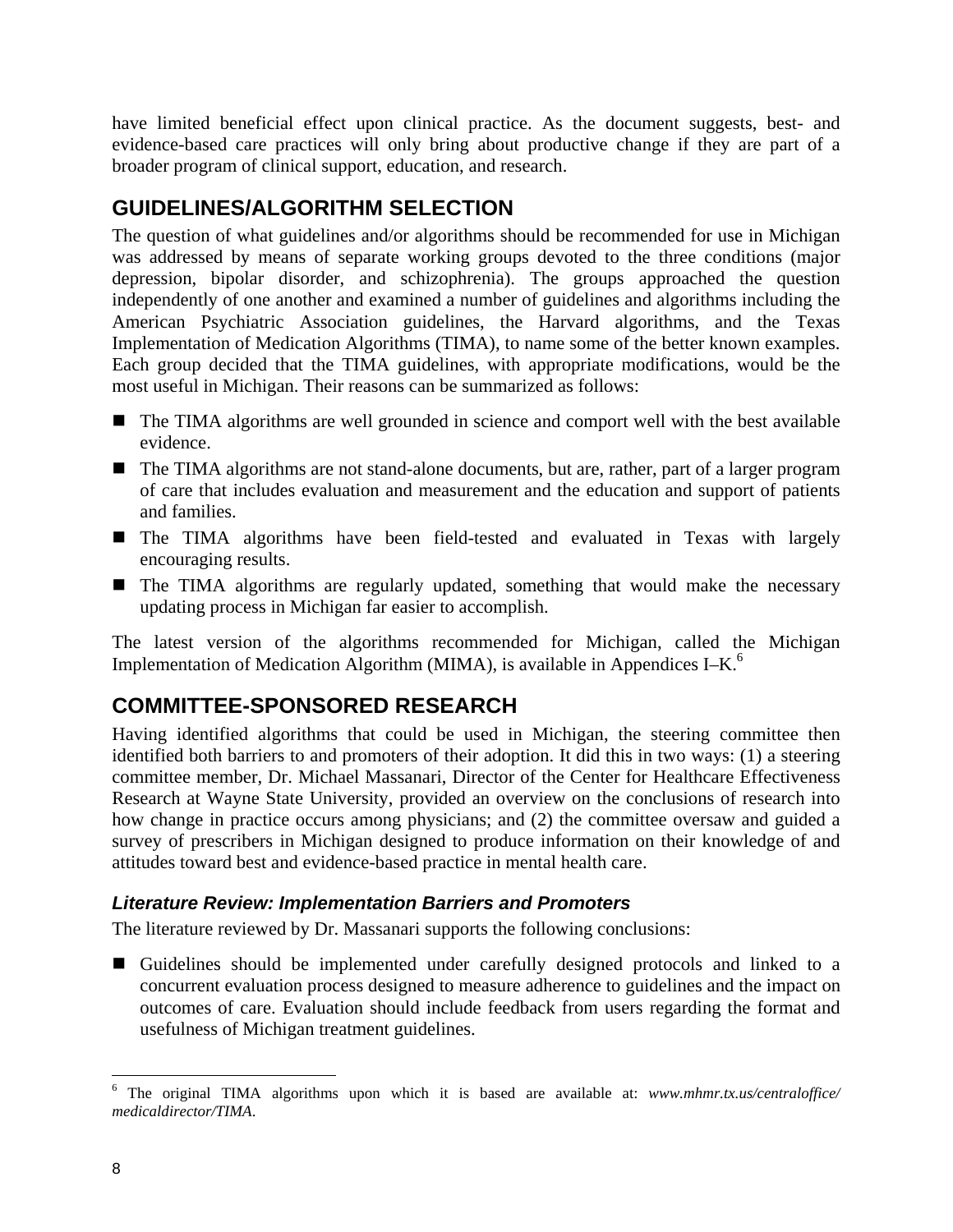have limited beneficial effect upon clinical practice. As the document suggests, best- and evidence-based care practices will only bring about productive change if they are part of a broader program of clinical support, education, and research.

## GUIDELINES/ALGORITHM SELECTION

The question of what guidelines and/or algorithms should be recommended for use in Michigan was addressed by means of separate working groups devoted to the three conditions (major depression, bipolar disorder, and schizophrenia). The groups approached the question independently of one another and examined a number of guidelines and algorithms including the American Psychiatric Association guidelines, the Harvard algorithms, and the Texas Implementation of Medication Algorithms (TIMA), to name some of the better known examples. Each group decided that the TIMA guidelines, with appropriate modifications, would be the most useful in Michigan. Their reasons can be summarized as follows:

- The TIMA algorithms are well grounded in science and comport well with the best available evidence.
- The TIMA algorithms are not stand-alone documents, but are, rather, part of a larger program of care that includes evaluation and measurement and the education and support of patients and families.
- The TIMA algorithms have been field-tested and evaluated in Texas with largely encouraging results.
- The TIMA algorithms are regularly updated, something that would make the necessary updating process in Michigan far easier to accomplish.

The latest version of the algorithms recommended for Michigan, called the Michigan Implementation of Medication Algorithm (MIMA), is available in Appendices I–K.[6]

## COMMITTEE-SPONSORED RESEARCH

Having identified algorithms that could be used in Michigan, the steering committee then identified both barriers to and promoters of their adoption. It did this in two ways: (1) a steering committee member, Dr. Michael Massanari, Director of the Center for Healthcare Effectiveness Research at Wayne State University, provided an overview on the conclusions of research into how change in practice occurs among physicians; and (2) the committee oversaw and guided a survey of prescribers in Michigan designed to produce information on their knowledge of and attitudes toward best and evidence-based practice in mental health care.

### *Literature Review: Implementation Barriers and Promoters*

The literature reviewed by Dr. Massanari supports the following conclusions:

- Guidelines should be implemented under carefully designed protocols and linked to a concurrent evaluation process designed to measure adherence to guidelines and the impact on outcomes of care. Evaluation should include feedback from users regarding the format and usefulness of Michigan treatment guidelines.

---

[6] The original TIMA algorithms upon which it is based are available at: *www.mhmr.tx.us/centraloffice/medicaldirector/TIMA*.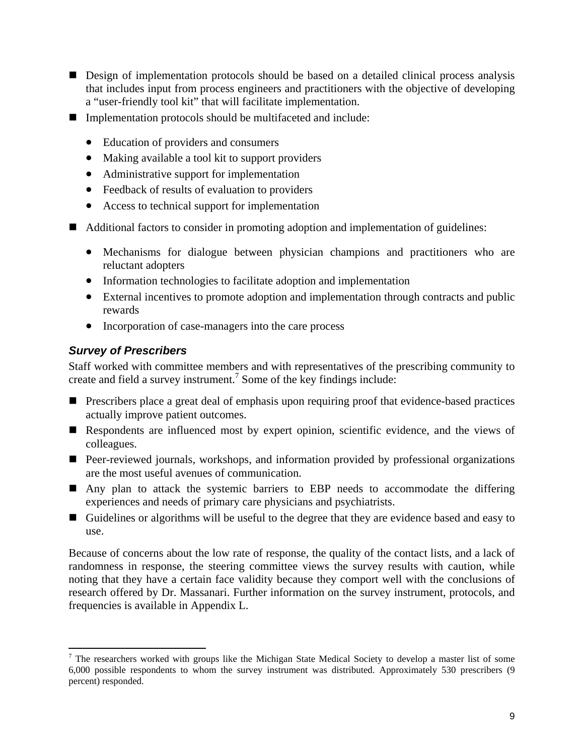- Design of implementation protocols should be based on a detailed clinical process analysis that includes input from process engineers and practitioners with the objective of developing a "user-friendly tool kit" that will facilitate implementation.
- Implementation protocols should be multifaceted and include:
  - Education of providers and consumers
  - Making available a tool kit to support providers
  - Administrative support for implementation
  - Feedback of results of evaluation to providers
  - Access to technical support for implementation
- Additional factors to consider in promoting adoption and implementation of guidelines:
  - Mechanisms for dialogue between physician champions and practitioners who are reluctant adopters
  - Information technologies to facilitate adoption and implementation
  - External incentives to promote adoption and implementation through contracts and public rewards
  - Incorporation of case-managers into the care process

### *Survey of Prescribers*

Staff worked with committee members and with representatives of the prescribing community to create and field a survey instrument.[7] Some of the key findings include:

- Prescribers place a great deal of emphasis upon requiring proof that evidence-based practices actually improve patient outcomes.
- Respondents are influenced most by expert opinion, scientific evidence, and the views of colleagues.
- Peer-reviewed journals, workshops, and information provided by professional organizations are the most useful avenues of communication.
- Any plan to attack the systemic barriers to EBP needs to accommodate the differing experiences and needs of primary care physicians and psychiatrists.
- Guidelines or algorithms will be useful to the degree that they are evidence based and easy to use.

Because of concerns about the low rate of response, the quality of the contact lists, and a lack of randomness in response, the steering committee views the survey results with caution, while noting that they have a certain face validity because they comport well with the conclusions of research offered by Dr. Massanari. Further information on the survey instrument, protocols, and frequencies is available in Appendix L.

[7] The researchers worked with groups like the Michigan State Medical Society to develop a master list of some 6,000 possible respondents to whom the survey instrument was distributed. Approximately 530 prescribers (9 percent) responded.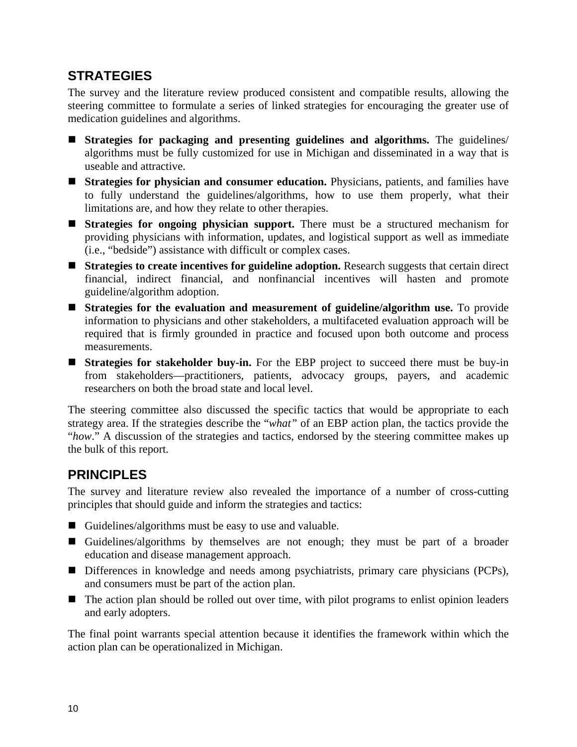## STRATEGIES

The survey and the literature review produced consistent and compatible results, allowing the steering committee to formulate a series of linked strategies for encouraging the greater use of medication guidelines and algorithms.

- **Strategies for packaging and presenting guidelines and algorithms.** The guidelines/algorithms must be fully customized for use in Michigan and disseminated in a way that is useable and attractive.
- **Strategies for physician and consumer education.** Physicians, patients, and families have to fully understand the guidelines/algorithms, how to use them properly, what their limitations are, and how they relate to other therapies.
- **Strategies for ongoing physician support.** There must be a structured mechanism for providing physicians with information, updates, and logistical support as well as immediate (i.e., "bedside") assistance with difficult or complex cases.
- **Strategies to create incentives for guideline adoption.** Research suggests that certain direct financial, indirect financial, and nonfinancial incentives will hasten and promote guideline/algorithm adoption.
- **Strategies for the evaluation and measurement of guideline/algorithm use.** To provide information to physicians and other stakeholders, a multifaceted evaluation approach will be required that is firmly grounded in practice and focused upon both outcome and process measurements.
- **Strategies for stakeholder buy-in.** For the EBP project to succeed there must be buy-in from stakeholders—practitioners, patients, advocacy groups, payers, and academic researchers on both the broad state and local level.

The steering committee also discussed the specific tactics that would be appropriate to each strategy area. If the strategies describe the "*what"* of an EBP action plan, the tactics provide the "*how*." A discussion of the strategies and tactics, endorsed by the steering committee makes up the bulk of this report.

## PRINCIPLES

The survey and literature review also revealed the importance of a number of cross-cutting principles that should guide and inform the strategies and tactics:

- Guidelines/algorithms must be easy to use and valuable.
- Guidelines/algorithms by themselves are not enough; they must be part of a broader education and disease management approach.
- Differences in knowledge and needs among psychiatrists, primary care physicians (PCPs), and consumers must be part of the action plan.
- The action plan should be rolled out over time, with pilot programs to enlist opinion leaders and early adopters.

The final point warrants special attention because it identifies the framework within which the action plan can be operationalized in Michigan.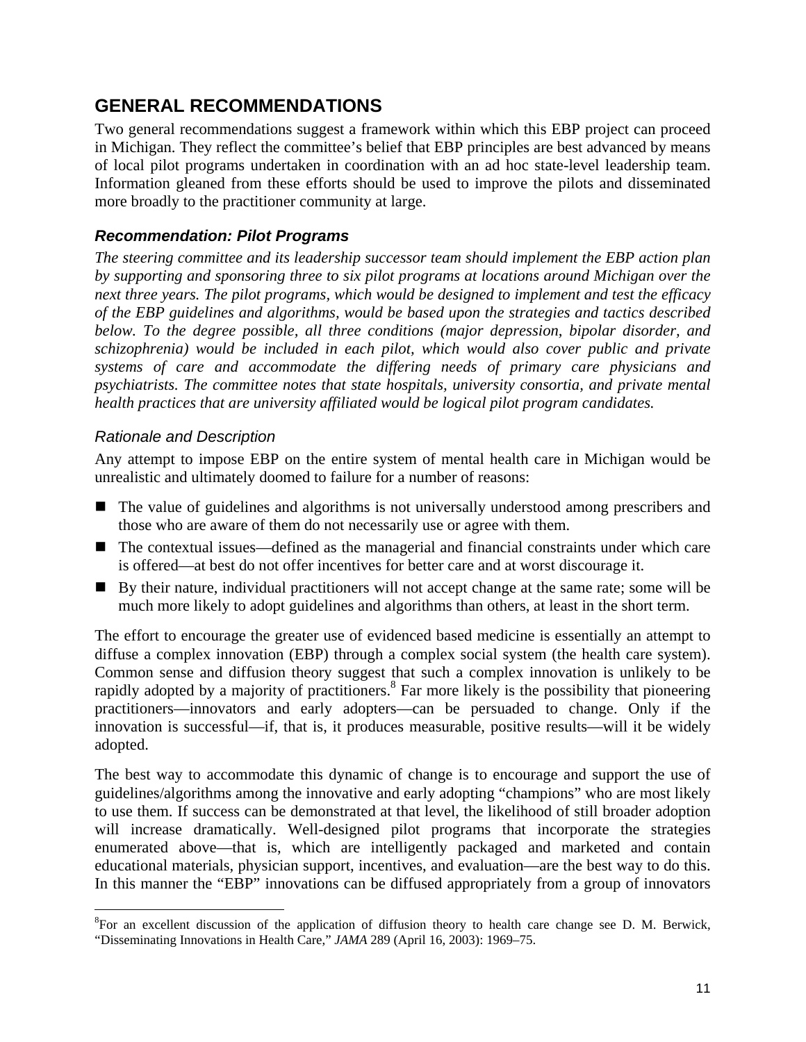## GENERAL RECOMMENDATIONS

Two general recommendations suggest a framework within which this EBP project can proceed in Michigan. They reflect the committee's belief that EBP principles are best advanced by means of local pilot programs undertaken in coordination with an ad hoc state-level leadership team. Information gleaned from these efforts should be used to improve the pilots and disseminated more broadly to the practitioner community at large.

### *Recommendation: Pilot Programs*

*The steering committee and its leadership successor team should implement the EBP action plan by supporting and sponsoring three to six pilot programs at locations around Michigan over the next three years. The pilot programs, which would be designed to implement and test the efficacy of the EBP guidelines and algorithms, would be based upon the strategies and tactics described below. To the degree possible, all three conditions (major depression, bipolar disorder, and schizophrenia) would be included in each pilot, which would also cover public and private systems of care and accommodate the differing needs of primary care physicians and psychiatrists. The committee notes that state hospitals, university consortia, and private mental health practices that are university affiliated would be logical pilot program candidates.*

#### *Rationale and Description*

Any attempt to impose EBP on the entire system of mental health care in Michigan would be unrealistic and ultimately doomed to failure for a number of reasons:

- The value of guidelines and algorithms is not universally understood among prescribers and those who are aware of them do not necessarily use or agree with them.
- The contextual issues—defined as the managerial and financial constraints under which care is offered—at best do not offer incentives for better care and at worst discourage it.
- By their nature, individual practitioners will not accept change at the same rate; some will be much more likely to adopt guidelines and algorithms than others, at least in the short term.

The effort to encourage the greater use of evidenced based medicine is essentially an attempt to diffuse a complex innovation (EBP) through a complex social system (the health care system). Common sense and diffusion theory suggest that such a complex innovation is unlikely to be rapidly adopted by a majority of practitioners.[8] Far more likely is the possibility that pioneering practitioners—innovators and early adopters—can be persuaded to change. Only if the innovation is successful—if, that is, it produces measurable, positive results—will it be widely adopted.

The best way to accommodate this dynamic of change is to encourage and support the use of guidelines/algorithms among the innovative and early adopting "champions" who are most likely to use them. If success can be demonstrated at that level, the likelihood of still broader adoption will increase dramatically. Well-designed pilot programs that incorporate the strategies enumerated above—that is, which are intelligently packaged and marketed and contain educational materials, physician support, incentives, and evaluation—are the best way to do this. In this manner the "EBP" innovations can be diffused appropriately from a group of innovators

[8]For an excellent discussion of the application of diffusion theory to health care change see D. M. Berwick, "Disseminating Innovations in Health Care," *JAMA* 289 (April 16, 2003): 1969–75.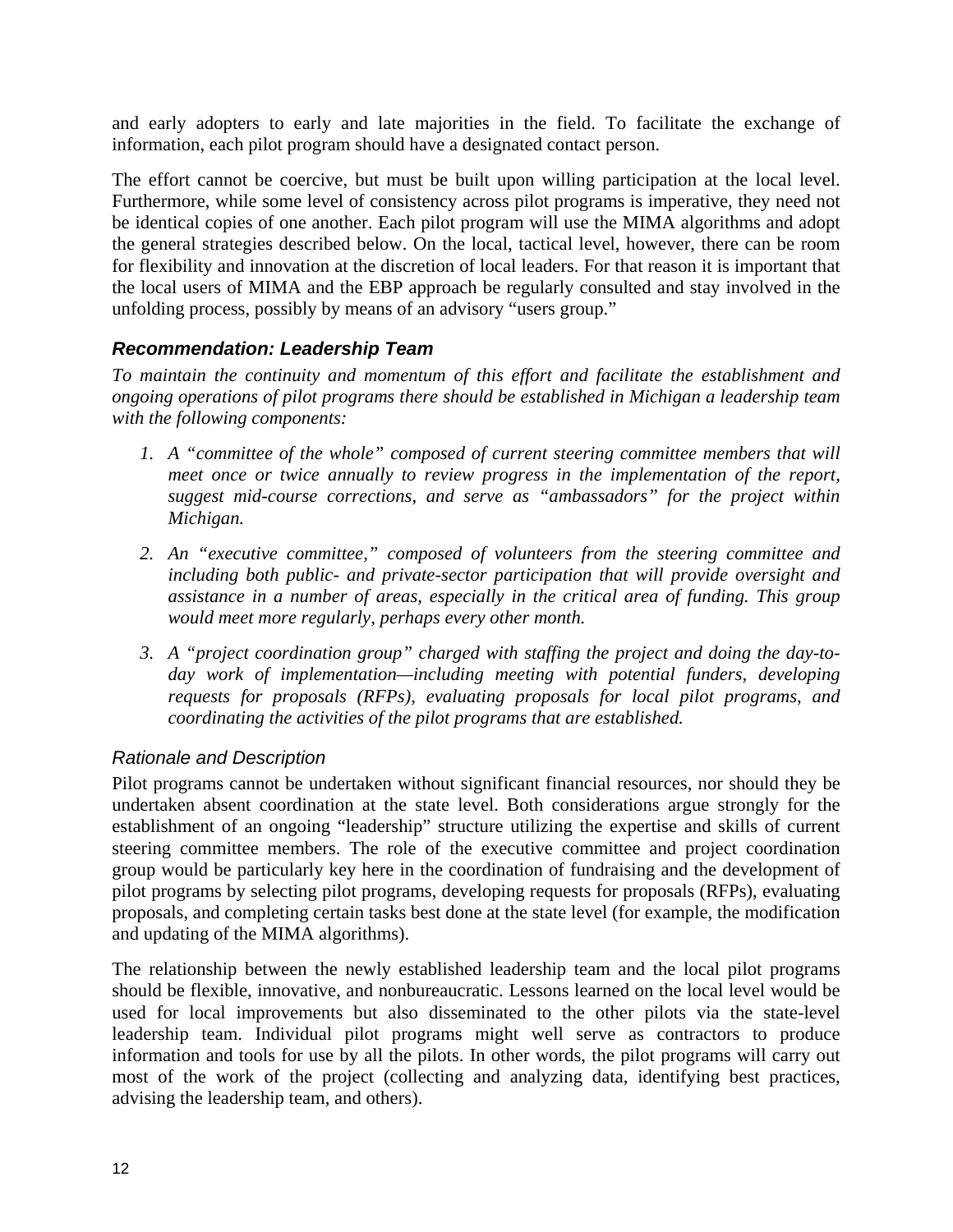and early adopters to early and late majorities in the field. To facilitate the exchange of information, each pilot program should have a designated contact person.

The effort cannot be coercive, but must be built upon willing participation at the local level. Furthermore, while some level of consistency across pilot programs is imperative, they need not be identical copies of one another. Each pilot program will use the MIMA algorithms and adopt the general strategies described below. On the local, tactical level, however, there can be room for flexibility and innovation at the discretion of local leaders. For that reason it is important that the local users of MIMA and the EBP approach be regularly consulted and stay involved in the unfolding process, possibly by means of an advisory "users group."

### *Recommendation: Leadership Team*

*To maintain the continuity and momentum of this effort and facilitate the establishment and ongoing operations of pilot programs there should be established in Michigan a leadership team with the following components:*

1. *A "committee of the whole" composed of current steering committee members that will meet once or twice annually to review progress in the implementation of the report, suggest mid-course corrections, and serve as "ambassadors" for the project within Michigan.*
2. *An "executive committee," composed of volunteers from the steering committee and including both public- and private-sector participation that will provide oversight and assistance in a number of areas, especially in the critical area of funding. This group would meet more regularly, perhaps every other month.*
3. *A "project coordination group" charged with staffing the project and doing the day-to-day work of implementation—including meeting with potential funders, developing requests for proposals (RFPs), evaluating proposals for local pilot programs, and coordinating the activities of the pilot programs that are established.*

#### *Rationale and Description*

Pilot programs cannot be undertaken without significant financial resources, nor should they be undertaken absent coordination at the state level. Both considerations argue strongly for the establishment of an ongoing "leadership" structure utilizing the expertise and skills of current steering committee members. The role of the executive committee and project coordination group would be particularly key here in the coordination of fundraising and the development of pilot programs by selecting pilot programs, developing requests for proposals (RFPs), evaluating proposals, and completing certain tasks best done at the state level (for example, the modification and updating of the MIMA algorithms).

The relationship between the newly established leadership team and the local pilot programs should be flexible, innovative, and nonbureaucratic. Lessons learned on the local level would be used for local improvements but also disseminated to the other pilots via the state-level leadership team. Individual pilot programs might well serve as contractors to produce information and tools for use by all the pilots. In other words, the pilot programs will carry out most of the work of the project (collecting and analyzing data, identifying best practices, advising the leadership team, and others).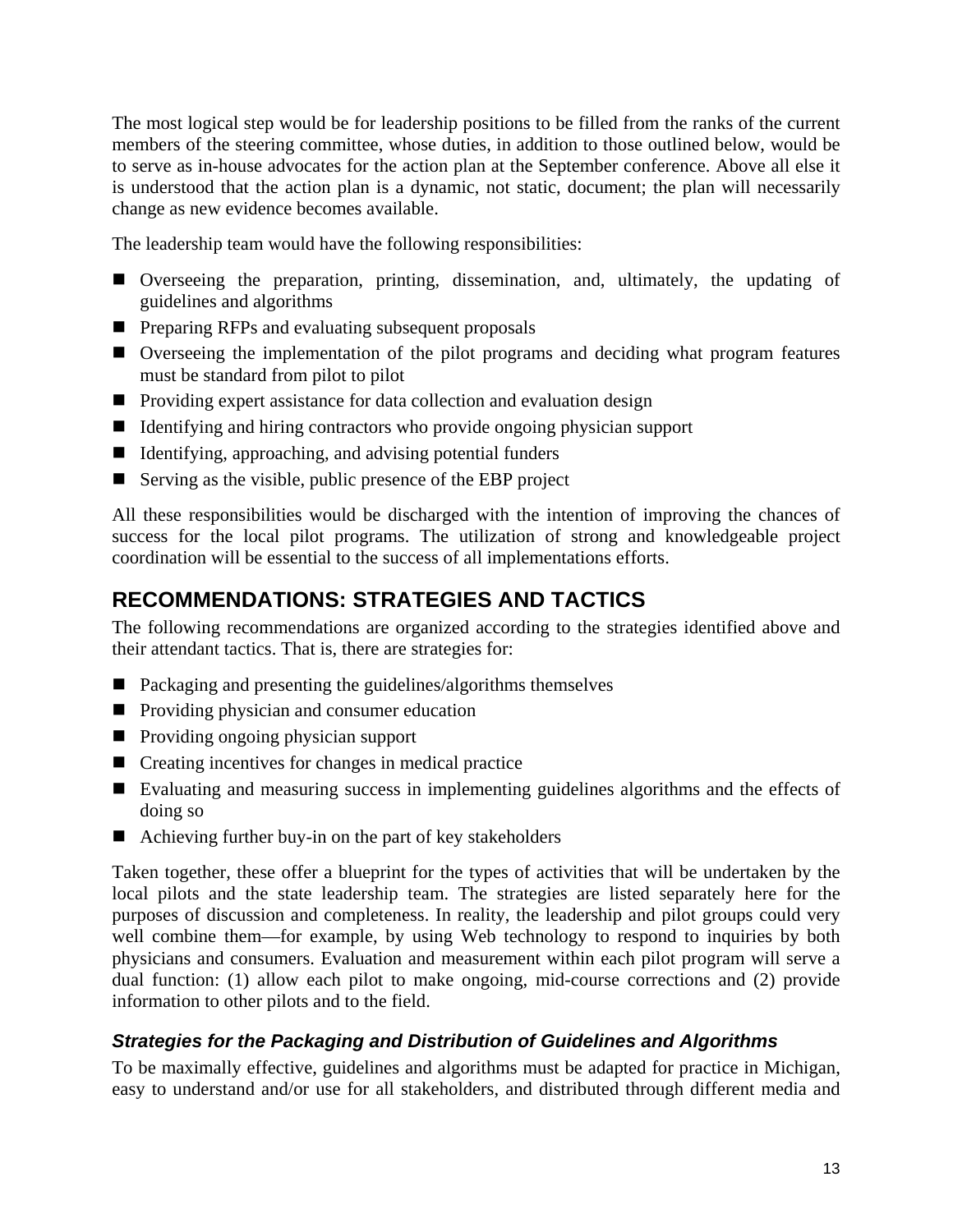The most logical step would be for leadership positions to be filled from the ranks of the current members of the steering committee, whose duties, in addition to those outlined below, would be to serve as in-house advocates for the action plan at the September conference. Above all else it is understood that the action plan is a dynamic, not static, document; the plan will necessarily change as new evidence becomes available.

The leadership team would have the following responsibilities:

- Overseeing the preparation, printing, dissemination, and, ultimately, the updating of guidelines and algorithms
- Preparing RFPs and evaluating subsequent proposals
- Overseeing the implementation of the pilot programs and deciding what program features must be standard from pilot to pilot
- Providing expert assistance for data collection and evaluation design
- Identifying and hiring contractors who provide ongoing physician support
- Identifying, approaching, and advising potential funders
- Serving as the visible, public presence of the EBP project

All these responsibilities would be discharged with the intention of improving the chances of success for the local pilot programs. The utilization of strong and knowledgeable project coordination will be essential to the success of all implementations efforts.

## RECOMMENDATIONS: STRATEGIES AND TACTICS

The following recommendations are organized according to the strategies identified above and their attendant tactics. That is, there are strategies for:

- Packaging and presenting the guidelines/algorithms themselves
- Providing physician and consumer education
- Providing ongoing physician support
- Creating incentives for changes in medical practice
- Evaluating and measuring success in implementing guidelines algorithms and the effects of doing so
- Achieving further buy-in on the part of key stakeholders

Taken together, these offer a blueprint for the types of activities that will be undertaken by the local pilots and the state leadership team. The strategies are listed separately here for the purposes of discussion and completeness. In reality, the leadership and pilot groups could very well combine them—for example, by using Web technology to respond to inquiries by both physicians and consumers. Evaluation and measurement within each pilot program will serve a dual function: (1) allow each pilot to make ongoing, mid-course corrections and (2) provide information to other pilots and to the field.

### *Strategies for the Packaging and Distribution of Guidelines and Algorithms*

To be maximally effective, guidelines and algorithms must be adapted for practice in Michigan, easy to understand and/or use for all stakeholders, and distributed through different media and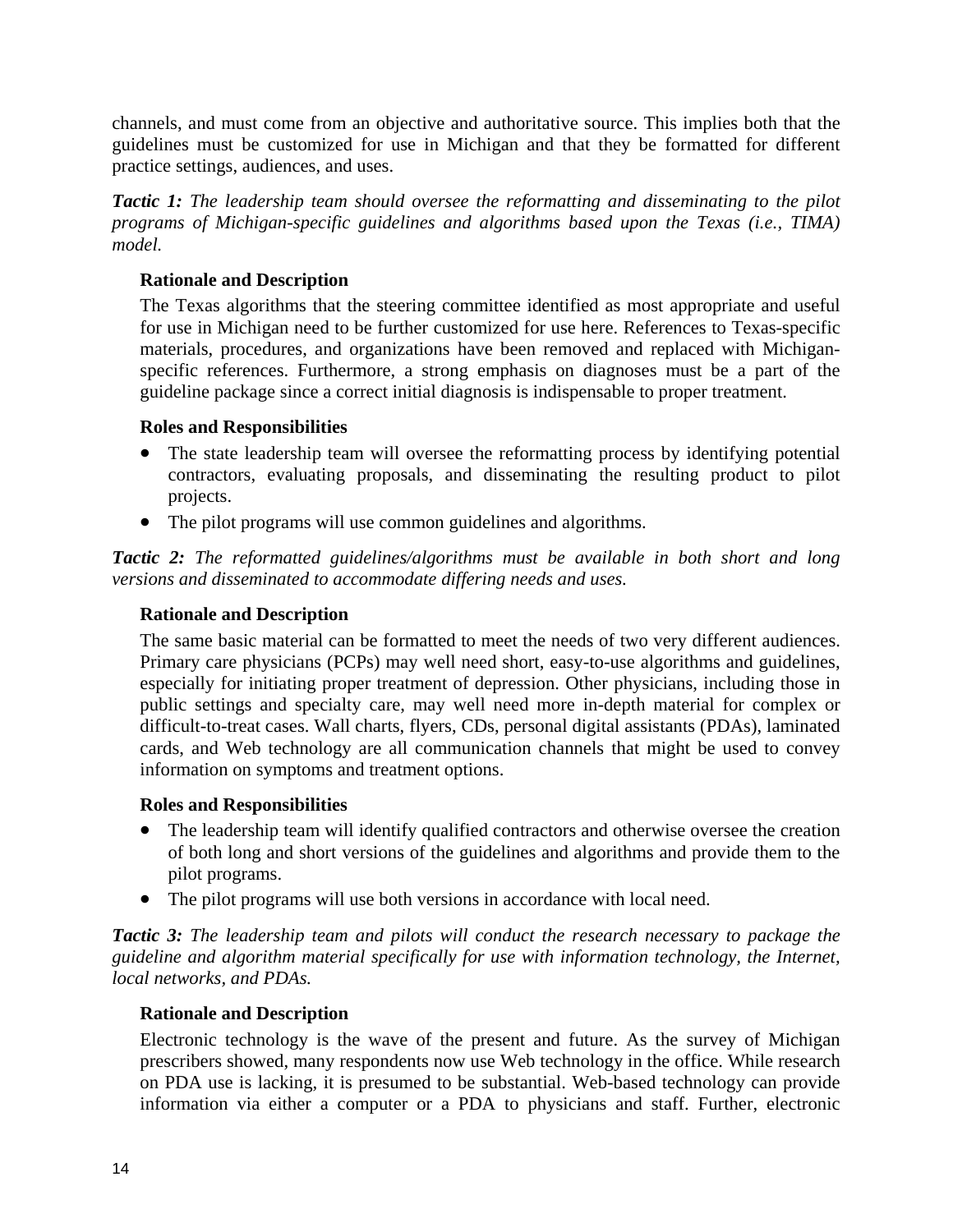channels, and must come from an objective and authoritative source. This implies both that the guidelines must be customized for use in Michigan and that they be formatted for different practice settings, audiences, and uses.

***Tactic 1:*** *The leadership team should oversee the reformatting and disseminating to the pilot programs of Michigan-specific guidelines and algorithms based upon the Texas (i.e., TIMA) model.*

**Rationale and Description**

The Texas algorithms that the steering committee identified as most appropriate and useful for use in Michigan need to be further customized for use here. References to Texas-specific materials, procedures, and organizations have been removed and replaced with Michigan-specific references. Furthermore, a strong emphasis on diagnoses must be a part of the guideline package since a correct initial diagnosis is indispensable to proper treatment.

**Roles and Responsibilities**

- The state leadership team will oversee the reformatting process by identifying potential contractors, evaluating proposals, and disseminating the resulting product to pilot projects.
- The pilot programs will use common guidelines and algorithms.

***Tactic 2:*** *The reformatted guidelines/algorithms must be available in both short and long versions and disseminated to accommodate differing needs and uses.*

**Rationale and Description**

The same basic material can be formatted to meet the needs of two very different audiences. Primary care physicians (PCPs) may well need short, easy-to-use algorithms and guidelines, especially for initiating proper treatment of depression. Other physicians, including those in public settings and specialty care, may well need more in-depth material for complex or difficult-to-treat cases. Wall charts, flyers, CDs, personal digital assistants (PDAs), laminated cards, and Web technology are all communication channels that might be used to convey information on symptoms and treatment options.

**Roles and Responsibilities**

- The leadership team will identify qualified contractors and otherwise oversee the creation of both long and short versions of the guidelines and algorithms and provide them to the pilot programs.
- The pilot programs will use both versions in accordance with local need.

***Tactic 3:*** *The leadership team and pilots will conduct the research necessary to package the guideline and algorithm material specifically for use with information technology, the Internet, local networks, and PDAs.*

**Rationale and Description**

Electronic technology is the wave of the present and future. As the survey of Michigan prescribers showed, many respondents now use Web technology in the office. While research on PDA use is lacking, it is presumed to be substantial. Web-based technology can provide information via either a computer or a PDA to physicians and staff. Further, electronic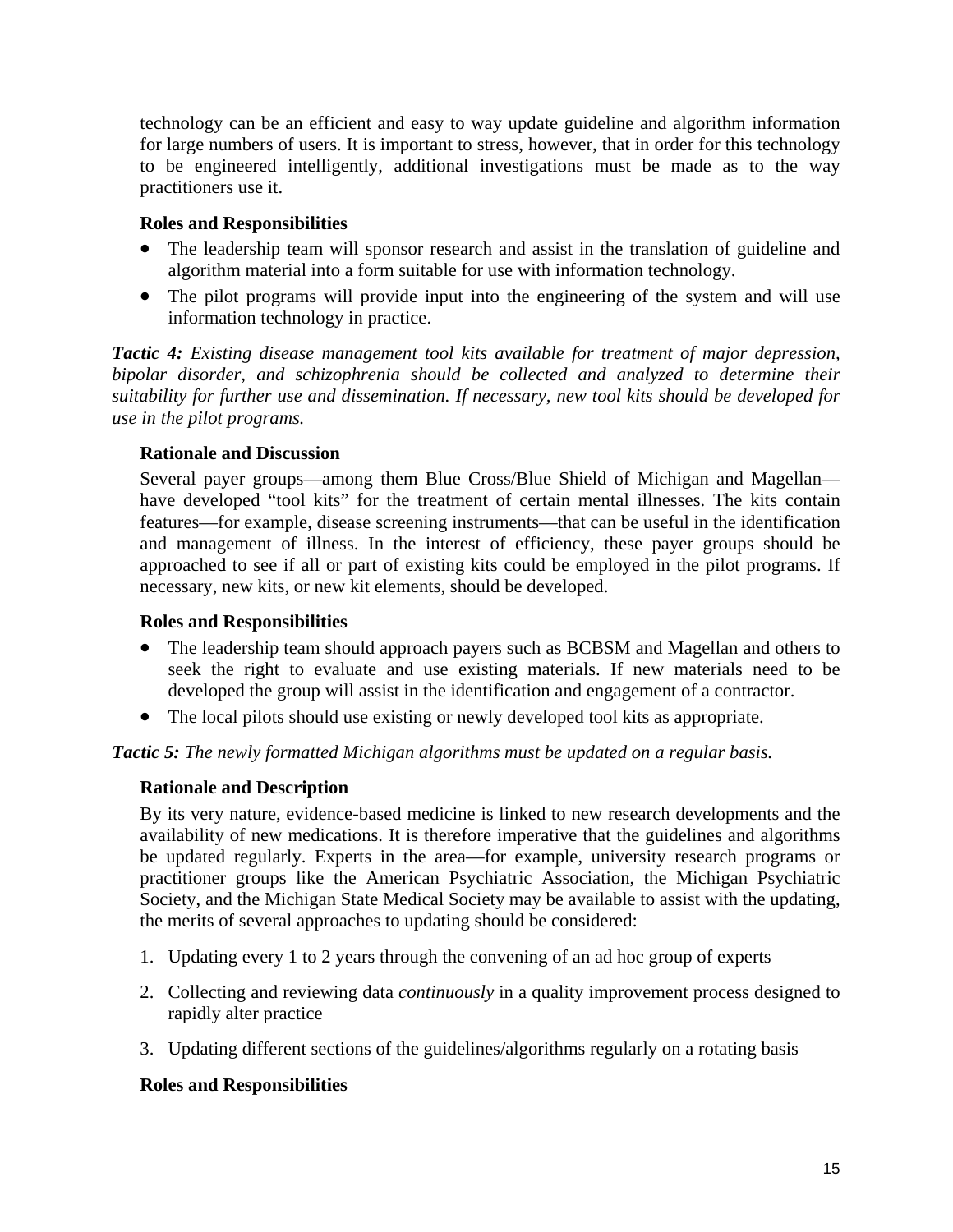technology can be an efficient and easy to way update guideline and algorithm information for large numbers of users. It is important to stress, however, that in order for this technology to be engineered intelligently, additional investigations must be made as to the way practitioners use it.

**Roles and Responsibilities**

- The leadership team will sponsor research and assist in the translation of guideline and algorithm material into a form suitable for use with information technology.
- The pilot programs will provide input into the engineering of the system and will use information technology in practice.

***Tactic 4:*** *Existing disease management tool kits available for treatment of major depression, bipolar disorder, and schizophrenia should be collected and analyzed to determine their suitability for further use and dissemination. If necessary, new tool kits should be developed for use in the pilot programs.*

**Rationale and Discussion**

Several payer groups—among them Blue Cross/Blue Shield of Michigan and Magellan—have developed "tool kits" for the treatment of certain mental illnesses. The kits contain features—for example, disease screening instruments—that can be useful in the identification and management of illness. In the interest of efficiency, these payer groups should be approached to see if all or part of existing kits could be employed in the pilot programs. If necessary, new kits, or new kit elements, should be developed.

**Roles and Responsibilities**

- The leadership team should approach payers such as BCBSM and Magellan and others to seek the right to evaluate and use existing materials. If new materials need to be developed the group will assist in the identification and engagement of a contractor.
- The local pilots should use existing or newly developed tool kits as appropriate.

***Tactic 5:*** *The newly formatted Michigan algorithms must be updated on a regular basis.*

**Rationale and Description**

By its very nature, evidence-based medicine is linked to new research developments and the availability of new medications. It is therefore imperative that the guidelines and algorithms be updated regularly. Experts in the area—for example, university research programs or practitioner groups like the American Psychiatric Association, the Michigan Psychiatric Society, and the Michigan State Medical Society may be available to assist with the updating, the merits of several approaches to updating should be considered:

1. Updating every 1 to 2 years through the convening of an ad hoc group of experts
2. Collecting and reviewing data *continuously* in a quality improvement process designed to rapidly alter practice
3. Updating different sections of the guidelines/algorithms regularly on a rotating basis

**Roles and Responsibilities**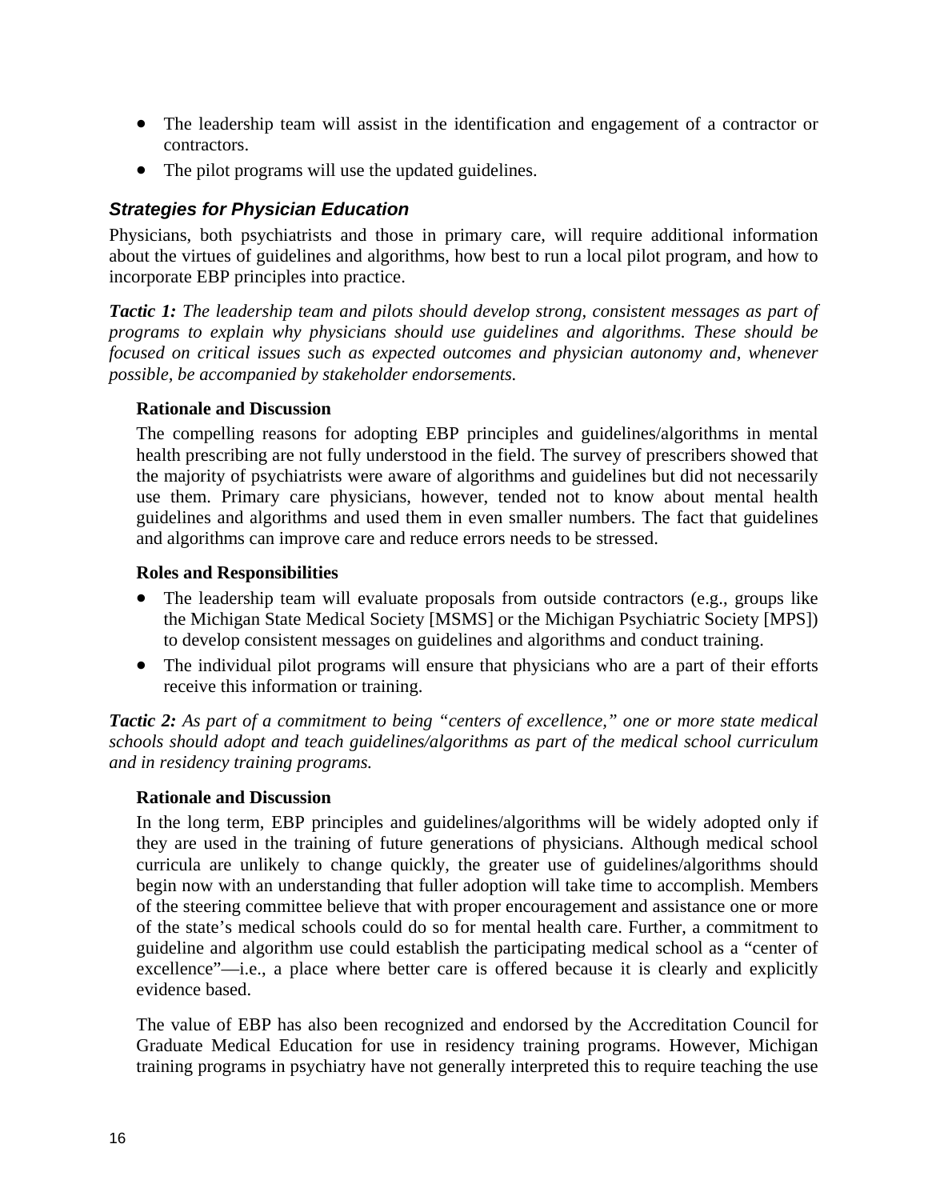- The leadership team will assist in the identification and engagement of a contractor or contractors.
- The pilot programs will use the updated guidelines.

### *Strategies for Physician Education*

Physicians, both psychiatrists and those in primary care, will require additional information about the virtues of guidelines and algorithms, how best to run a local pilot program, and how to incorporate EBP principles into practice.

***Tactic 1:*** *The leadership team and pilots should develop strong, consistent messages as part of programs to explain why physicians should use guidelines and algorithms. These should be focused on critical issues such as expected outcomes and physician autonomy and, whenever possible, be accompanied by stakeholder endorsements.*

**Rationale and Discussion**

The compelling reasons for adopting EBP principles and guidelines/algorithms in mental health prescribing are not fully understood in the field. The survey of prescribers showed that the majority of psychiatrists were aware of algorithms and guidelines but did not necessarily use them. Primary care physicians, however, tended not to know about mental health guidelines and algorithms and used them in even smaller numbers. The fact that guidelines and algorithms can improve care and reduce errors needs to be stressed.

**Roles and Responsibilities**

- The leadership team will evaluate proposals from outside contractors (e.g., groups like the Michigan State Medical Society [MSMS] or the Michigan Psychiatric Society [MPS]) to develop consistent messages on guidelines and algorithms and conduct training.
- The individual pilot programs will ensure that physicians who are a part of their efforts receive this information or training.

***Tactic 2:*** *As part of a commitment to being "centers of excellence," one or more state medical schools should adopt and teach guidelines/algorithms as part of the medical school curriculum and in residency training programs.*

**Rationale and Discussion**

In the long term, EBP principles and guidelines/algorithms will be widely adopted only if they are used in the training of future generations of physicians. Although medical school curricula are unlikely to change quickly, the greater use of guidelines/algorithms should begin now with an understanding that fuller adoption will take time to accomplish. Members of the steering committee believe that with proper encouragement and assistance one or more of the state's medical schools could do so for mental health care. Further, a commitment to guideline and algorithm use could establish the participating medical school as a "center of excellence"—i.e., a place where better care is offered because it is clearly and explicitly evidence based.

The value of EBP has also been recognized and endorsed by the Accreditation Council for Graduate Medical Education for use in residency training programs. However, Michigan training programs in psychiatry have not generally interpreted this to require teaching the use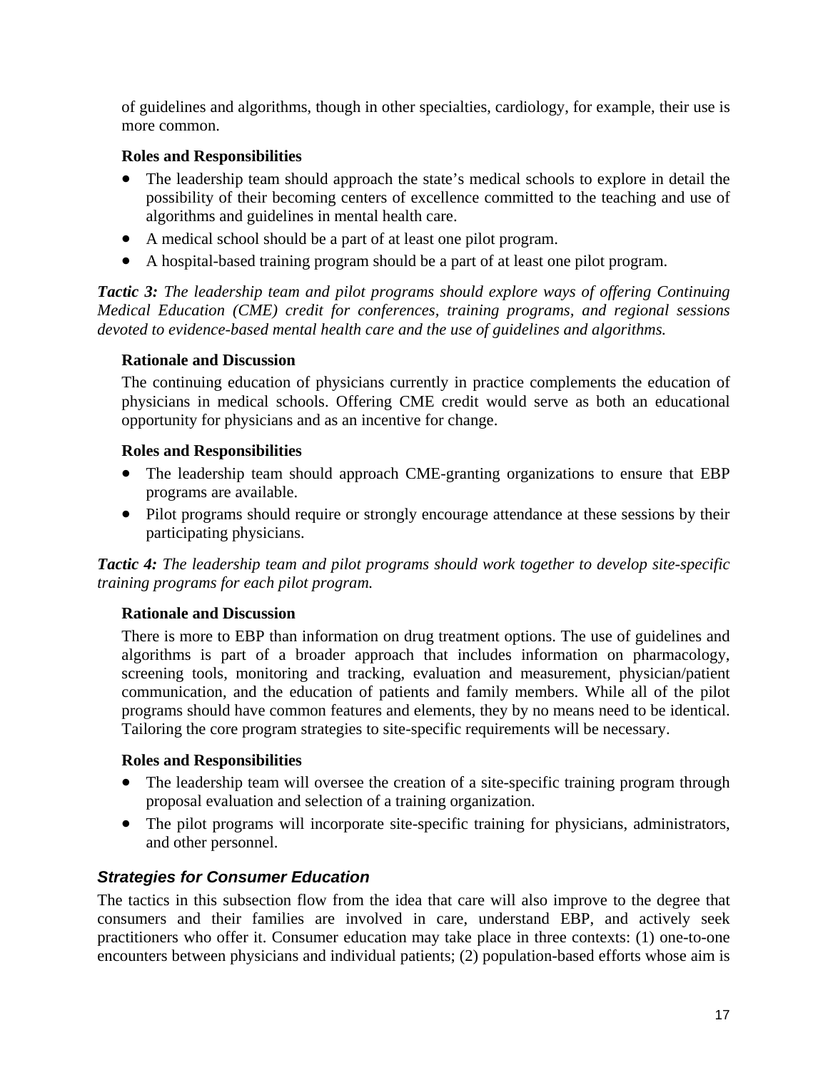of guidelines and algorithms, though in other specialties, cardiology, for example, their use is more common.

**Roles and Responsibilities**

- The leadership team should approach the state's medical schools to explore in detail the possibility of their becoming centers of excellence committed to the teaching and use of algorithms and guidelines in mental health care.
- A medical school should be a part of at least one pilot program.
- A hospital-based training program should be a part of at least one pilot program.

***Tactic 3:*** *The leadership team and pilot programs should explore ways of offering Continuing Medical Education (CME) credit for conferences, training programs, and regional sessions devoted to evidence-based mental health care and the use of guidelines and algorithms.*

**Rationale and Discussion**

The continuing education of physicians currently in practice complements the education of physicians in medical schools. Offering CME credit would serve as both an educational opportunity for physicians and as an incentive for change.

**Roles and Responsibilities**

- The leadership team should approach CME-granting organizations to ensure that EBP programs are available.
- Pilot programs should require or strongly encourage attendance at these sessions by their participating physicians.

***Tactic 4:*** *The leadership team and pilot programs should work together to develop site-specific training programs for each pilot program.*

**Rationale and Discussion**

There is more to EBP than information on drug treatment options. The use of guidelines and algorithms is part of a broader approach that includes information on pharmacology, screening tools, monitoring and tracking, evaluation and measurement, physician/patient communication, and the education of patients and family members. While all of the pilot programs should have common features and elements, they by no means need to be identical. Tailoring the core program strategies to site-specific requirements will be necessary.

**Roles and Responsibilities**

- The leadership team will oversee the creation of a site-specific training program through proposal evaluation and selection of a training organization.
- The pilot programs will incorporate site-specific training for physicians, administrators, and other personnel.

### *Strategies for Consumer Education*

The tactics in this subsection flow from the idea that care will also improve to the degree that consumers and their families are involved in care, understand EBP, and actively seek practitioners who offer it. Consumer education may take place in three contexts: (1) one-to-one encounters between physicians and individual patients; (2) population-based efforts whose aim is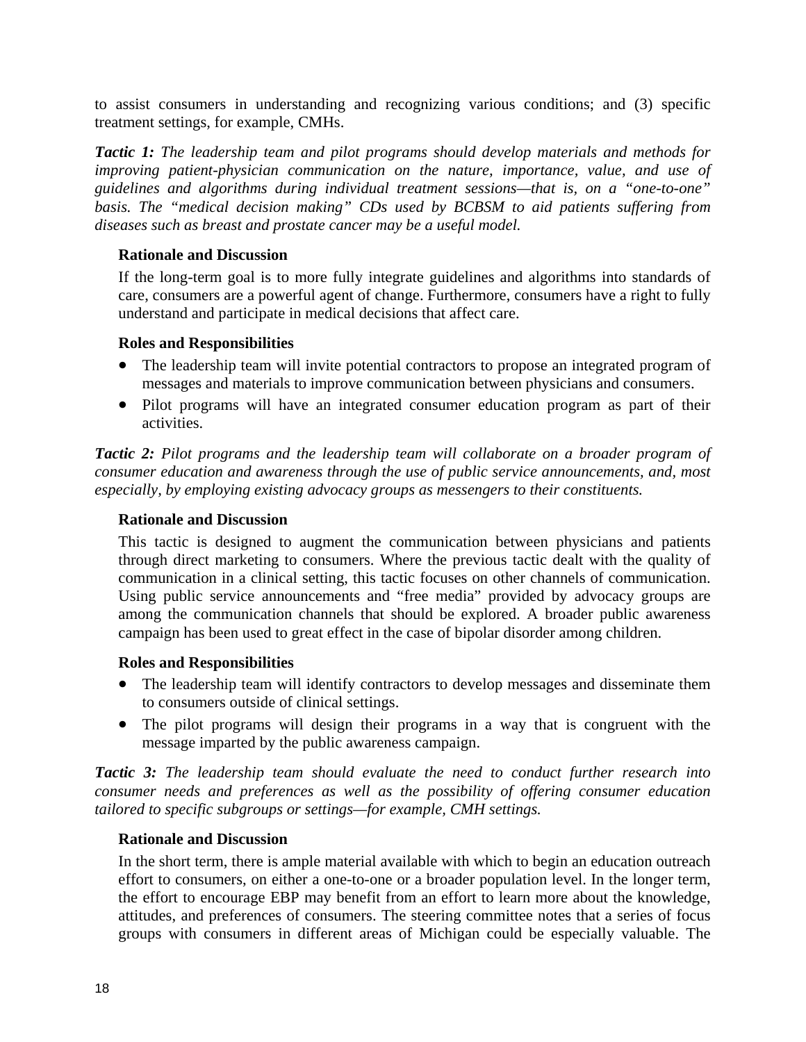to assist consumers in understanding and recognizing various conditions; and (3) specific treatment settings, for example, CMHs.

***Tactic 1:*** *The leadership team and pilot programs should develop materials and methods for improving patient-physician communication on the nature, importance, value, and use of guidelines and algorithms during individual treatment sessions—that is, on a "one-to-one" basis. The "medical decision making" CDs used by BCBSM to aid patients suffering from diseases such as breast and prostate cancer may be a useful model.*

**Rationale and Discussion**

If the long-term goal is to more fully integrate guidelines and algorithms into standards of care, consumers are a powerful agent of change. Furthermore, consumers have a right to fully understand and participate in medical decisions that affect care.

**Roles and Responsibilities**

- The leadership team will invite potential contractors to propose an integrated program of messages and materials to improve communication between physicians and consumers.
- Pilot programs will have an integrated consumer education program as part of their activities.

***Tactic 2:*** *Pilot programs and the leadership team will collaborate on a broader program of consumer education and awareness through the use of public service announcements, and, most especially, by employing existing advocacy groups as messengers to their constituents.*

**Rationale and Discussion**

This tactic is designed to augment the communication between physicians and patients through direct marketing to consumers. Where the previous tactic dealt with the quality of communication in a clinical setting, this tactic focuses on other channels of communication. Using public service announcements and "free media" provided by advocacy groups are among the communication channels that should be explored. A broader public awareness campaign has been used to great effect in the case of bipolar disorder among children.

**Roles and Responsibilities**

- The leadership team will identify contractors to develop messages and disseminate them to consumers outside of clinical settings.
- The pilot programs will design their programs in a way that is congruent with the message imparted by the public awareness campaign.

***Tactic 3:*** *The leadership team should evaluate the need to conduct further research into consumer needs and preferences as well as the possibility of offering consumer education tailored to specific subgroups or settings—for example, CMH settings.*

**Rationale and Discussion**

In the short term, there is ample material available with which to begin an education outreach effort to consumers, on either a one-to-one or a broader population level. In the longer term, the effort to encourage EBP may benefit from an effort to learn more about the knowledge, attitudes, and preferences of consumers. The steering committee notes that a series of focus groups with consumers in different areas of Michigan could be especially valuable. The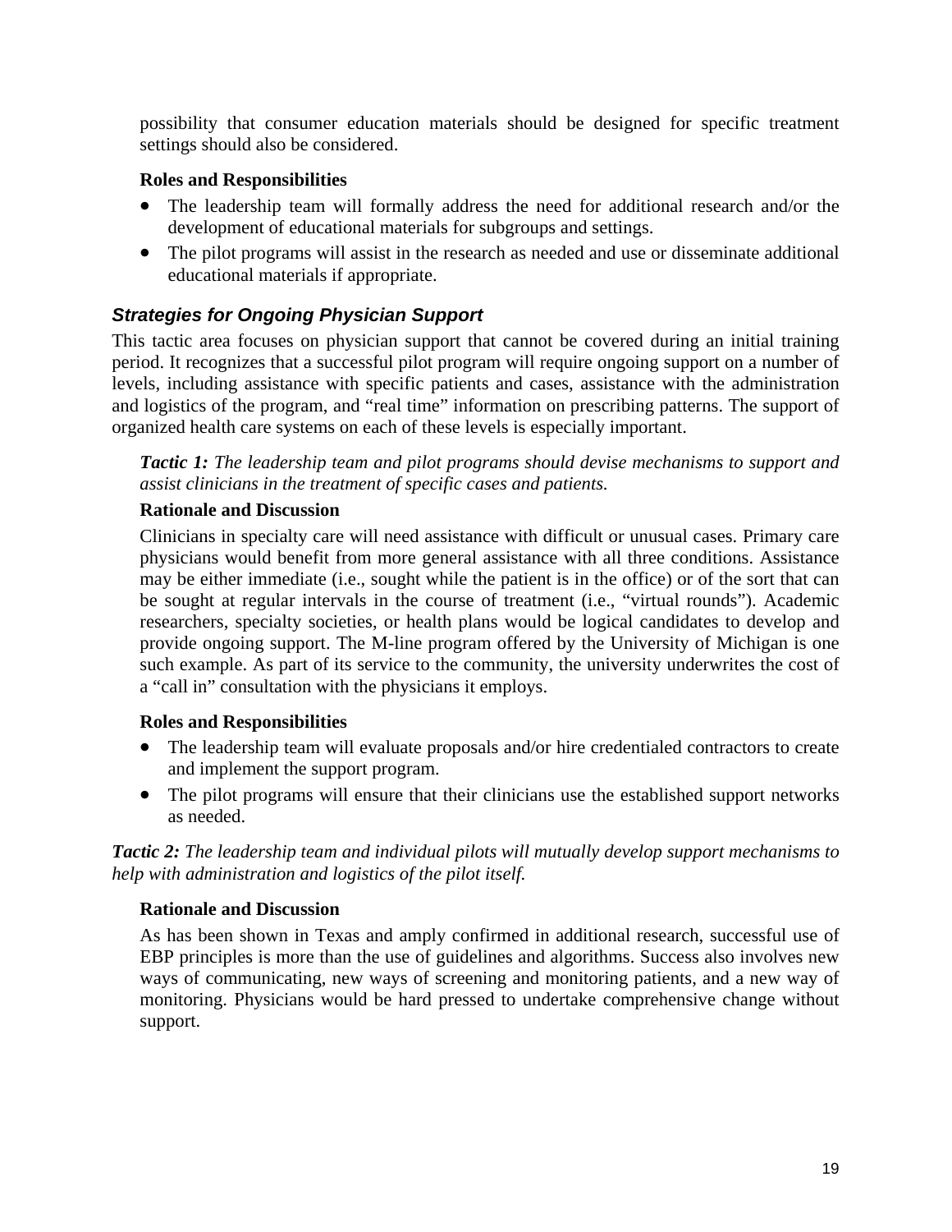possibility that consumer education materials should be designed for specific treatment settings should also be considered.

**Roles and Responsibilities**

- The leadership team will formally address the need for additional research and/or the development of educational materials for subgroups and settings.
- The pilot programs will assist in the research as needed and use or disseminate additional educational materials if appropriate.

### *Strategies for Ongoing Physician Support*

This tactic area focuses on physician support that cannot be covered during an initial training period. It recognizes that a successful pilot program will require ongoing support on a number of levels, including assistance with specific patients and cases, assistance with the administration and logistics of the program, and "real time" information on prescribing patterns. The support of organized health care systems on each of these levels is especially important.

***Tactic 1:*** *The leadership team and pilot programs should devise mechanisms to support and assist clinicians in the treatment of specific cases and patients.*

**Rationale and Discussion**

Clinicians in specialty care will need assistance with difficult or unusual cases. Primary care physicians would benefit from more general assistance with all three conditions. Assistance may be either immediate (i.e., sought while the patient is in the office) or of the sort that can be sought at regular intervals in the course of treatment (i.e., "virtual rounds"). Academic researchers, specialty societies, or health plans would be logical candidates to develop and provide ongoing support. The M-line program offered by the University of Michigan is one such example. As part of its service to the community, the university underwrites the cost of a "call in" consultation with the physicians it employs.

**Roles and Responsibilities**

- The leadership team will evaluate proposals and/or hire credentialed contractors to create and implement the support program.
- The pilot programs will ensure that their clinicians use the established support networks as needed.

***Tactic 2:*** *The leadership team and individual pilots will mutually develop support mechanisms to help with administration and logistics of the pilot itself.*

**Rationale and Discussion**

As has been shown in Texas and amply confirmed in additional research, successful use of EBP principles is more than the use of guidelines and algorithms. Success also involves new ways of communicating, new ways of screening and monitoring patients, and a new way of monitoring. Physicians would be hard pressed to undertake comprehensive change without support.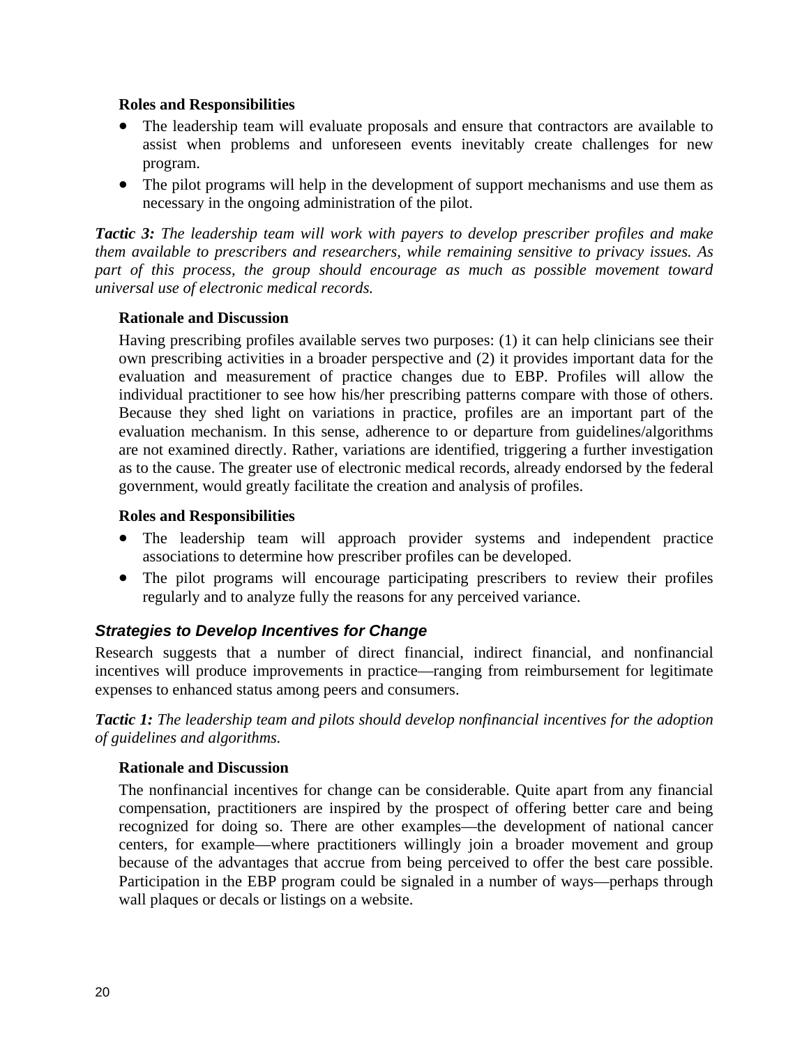**Roles and Responsibilities**

- The leadership team will evaluate proposals and ensure that contractors are available to assist when problems and unforeseen events inevitably create challenges for new program.
- The pilot programs will help in the development of support mechanisms and use them as necessary in the ongoing administration of the pilot.

***Tactic 3:*** *The leadership team will work with payers to develop prescriber profiles and make them available to prescribers and researchers, while remaining sensitive to privacy issues. As part of this process, the group should encourage as much as possible movement toward universal use of electronic medical records.*

**Rationale and Discussion**

Having prescribing profiles available serves two purposes: (1) it can help clinicians see their own prescribing activities in a broader perspective and (2) it provides important data for the evaluation and measurement of practice changes due to EBP. Profiles will allow the individual practitioner to see how his/her prescribing patterns compare with those of others. Because they shed light on variations in practice, profiles are an important part of the evaluation mechanism. In this sense, adherence to or departure from guidelines/algorithms are not examined directly. Rather, variations are identified, triggering a further investigation as to the cause. The greater use of electronic medical records, already endorsed by the federal government, would greatly facilitate the creation and analysis of profiles.

**Roles and Responsibilities**

- The leadership team will approach provider systems and independent practice associations to determine how prescriber profiles can be developed.
- The pilot programs will encourage participating prescribers to review their profiles regularly and to analyze fully the reasons for any perceived variance.

### *Strategies to Develop Incentives for Change*

Research suggests that a number of direct financial, indirect financial, and nonfinancial incentives will produce improvements in practice—ranging from reimbursement for legitimate expenses to enhanced status among peers and consumers.

***Tactic 1:*** *The leadership team and pilots should develop nonfinancial incentives for the adoption of guidelines and algorithms.*

**Rationale and Discussion**

The nonfinancial incentives for change can be considerable. Quite apart from any financial compensation, practitioners are inspired by the prospect of offering better care and being recognized for doing so. There are other examples—the development of national cancer centers, for example—where practitioners willingly join a broader movement and group because of the advantages that accrue from being perceived to offer the best care possible. Participation in the EBP program could be signaled in a number of ways—perhaps through wall plaques or decals or listings on a website.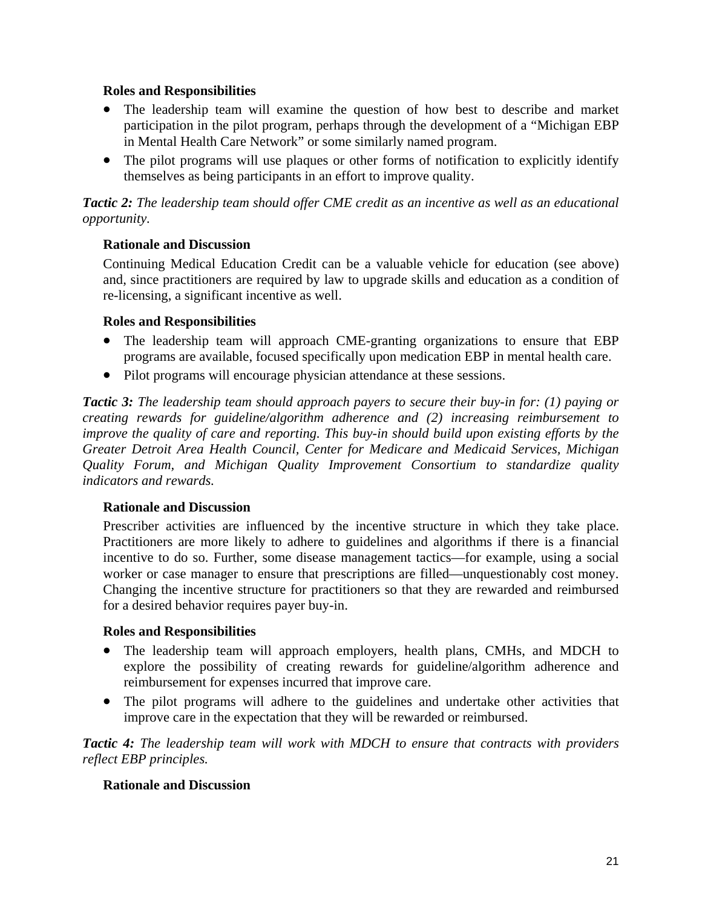**Roles and Responsibilities**

- The leadership team will examine the question of how best to describe and market participation in the pilot program, perhaps through the development of a "Michigan EBP in Mental Health Care Network" or some similarly named program.
- The pilot programs will use plaques or other forms of notification to explicitly identify themselves as being participants in an effort to improve quality.

***Tactic 2:*** *The leadership team should offer CME credit as an incentive as well as an educational opportunity.*

**Rationale and Discussion**

Continuing Medical Education Credit can be a valuable vehicle for education (see above) and, since practitioners are required by law to upgrade skills and education as a condition of re-licensing, a significant incentive as well.

**Roles and Responsibilities**

- The leadership team will approach CME-granting organizations to ensure that EBP programs are available, focused specifically upon medication EBP in mental health care.
- Pilot programs will encourage physician attendance at these sessions.

***Tactic 3:*** *The leadership team should approach payers to secure their buy-in for: (1) paying or creating rewards for guideline/algorithm adherence and (2) increasing reimbursement to improve the quality of care and reporting. This buy-in should build upon existing efforts by the Greater Detroit Area Health Council, Center for Medicare and Medicaid Services, Michigan Quality Forum, and Michigan Quality Improvement Consortium to standardize quality indicators and rewards.*

**Rationale and Discussion**

Prescriber activities are influenced by the incentive structure in which they take place. Practitioners are more likely to adhere to guidelines and algorithms if there is a financial incentive to do so. Further, some disease management tactics—for example, using a social worker or case manager to ensure that prescriptions are filled—unquestionably cost money. Changing the incentive structure for practitioners so that they are rewarded and reimbursed for a desired behavior requires payer buy-in.

**Roles and Responsibilities**

- The leadership team will approach employers, health plans, CMHs, and MDCH to explore the possibility of creating rewards for guideline/algorithm adherence and reimbursement for expenses incurred that improve care.
- The pilot programs will adhere to the guidelines and undertake other activities that improve care in the expectation that they will be rewarded or reimbursed.

***Tactic 4:*** *The leadership team will work with MDCH to ensure that contracts with providers reflect EBP principles.*

**Rationale and Discussion**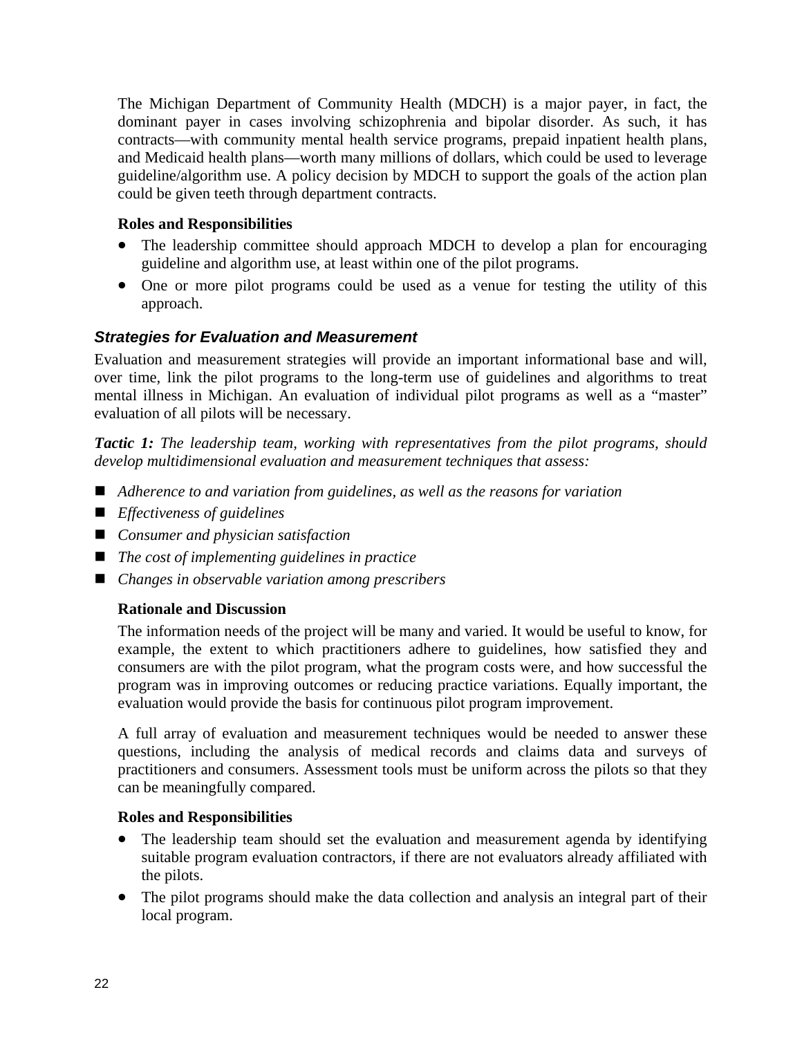The Michigan Department of Community Health (MDCH) is a major payer, in fact, the dominant payer in cases involving schizophrenia and bipolar disorder. As such, it has contracts—with community mental health service programs, prepaid inpatient health plans, and Medicaid health plans—worth many millions of dollars, which could be used to leverage guideline/algorithm use. A policy decision by MDCH to support the goals of the action plan could be given teeth through department contracts.

**Roles and Responsibilities**

- The leadership committee should approach MDCH to develop a plan for encouraging guideline and algorithm use, at least within one of the pilot programs.
- One or more pilot programs could be used as a venue for testing the utility of this approach.

### *Strategies for Evaluation and Measurement*

Evaluation and measurement strategies will provide an important informational base and will, over time, link the pilot programs to the long-term use of guidelines and algorithms to treat mental illness in Michigan. An evaluation of individual pilot programs as well as a "master" evaluation of all pilots will be necessary.

***Tactic 1:*** *The leadership team, working with representatives from the pilot programs, should develop multidimensional evaluation and measurement techniques that assess:*

- *Adherence to and variation from guidelines, as well as the reasons for variation*
- *Effectiveness of guidelines*
- *Consumer and physician satisfaction*
- *The cost of implementing guidelines in practice*
- *Changes in observable variation among prescribers*

**Rationale and Discussion**

The information needs of the project will be many and varied. It would be useful to know, for example, the extent to which practitioners adhere to guidelines, how satisfied they and consumers are with the pilot program, what the program costs were, and how successful the program was in improving outcomes or reducing practice variations. Equally important, the evaluation would provide the basis for continuous pilot program improvement.

A full array of evaluation and measurement techniques would be needed to answer these questions, including the analysis of medical records and claims data and surveys of practitioners and consumers. Assessment tools must be uniform across the pilots so that they can be meaningfully compared.

**Roles and Responsibilities**

- The leadership team should set the evaluation and measurement agenda by identifying suitable program evaluation contractors, if there are not evaluators already affiliated with the pilots.
- The pilot programs should make the data collection and analysis an integral part of their local program.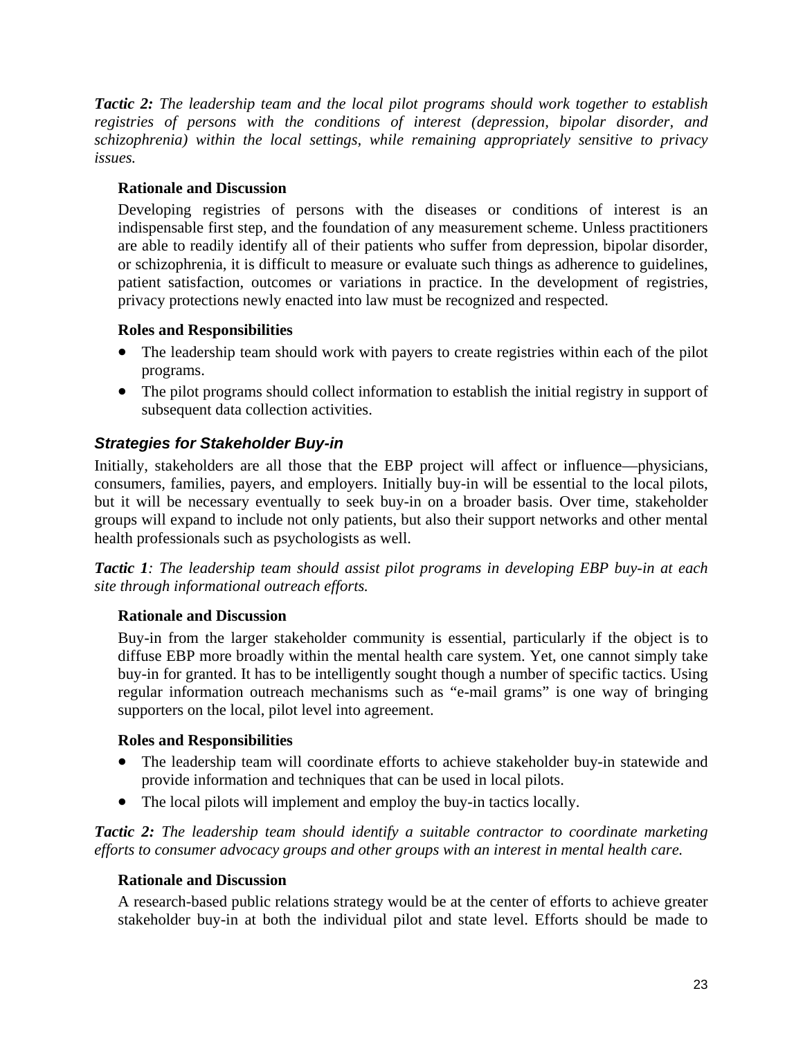***Tactic 2:*** *The leadership team and the local pilot programs should work together to establish registries of persons with the conditions of interest (depression, bipolar disorder, and schizophrenia) within the local settings, while remaining appropriately sensitive to privacy issues.*

**Rationale and Discussion**

Developing registries of persons with the diseases or conditions of interest is an indispensable first step, and the foundation of any measurement scheme. Unless practitioners are able to readily identify all of their patients who suffer from depression, bipolar disorder, or schizophrenia, it is difficult to measure or evaluate such things as adherence to guidelines, patient satisfaction, outcomes or variations in practice. In the development of registries, privacy protections newly enacted into law must be recognized and respected.

**Roles and Responsibilities**

- The leadership team should work with payers to create registries within each of the pilot programs.
- The pilot programs should collect information to establish the initial registry in support of subsequent data collection activities.

### *Strategies for Stakeholder Buy-in*

Initially, stakeholders are all those that the EBP project will affect or influence—physicians, consumers, families, payers, and employers. Initially buy-in will be essential to the local pilots, but it will be necessary eventually to seek buy-in on a broader basis. Over time, stakeholder groups will expand to include not only patients, but also their support networks and other mental health professionals such as psychologists as well.

***Tactic 1****: The leadership team should assist pilot programs in developing EBP buy-in at each site through informational outreach efforts.*

**Rationale and Discussion**

Buy-in from the larger stakeholder community is essential, particularly if the object is to diffuse EBP more broadly within the mental health care system. Yet, one cannot simply take buy-in for granted. It has to be intelligently sought though a number of specific tactics. Using regular information outreach mechanisms such as "e-mail grams" is one way of bringing supporters on the local, pilot level into agreement.

**Roles and Responsibilities**

- The leadership team will coordinate efforts to achieve stakeholder buy-in statewide and provide information and techniques that can be used in local pilots.
- The local pilots will implement and employ the buy-in tactics locally.

***Tactic 2:*** *The leadership team should identify a suitable contractor to coordinate marketing efforts to consumer advocacy groups and other groups with an interest in mental health care.*

**Rationale and Discussion**

A research-based public relations strategy would be at the center of efforts to achieve greater stakeholder buy-in at both the individual pilot and state level. Efforts should be made to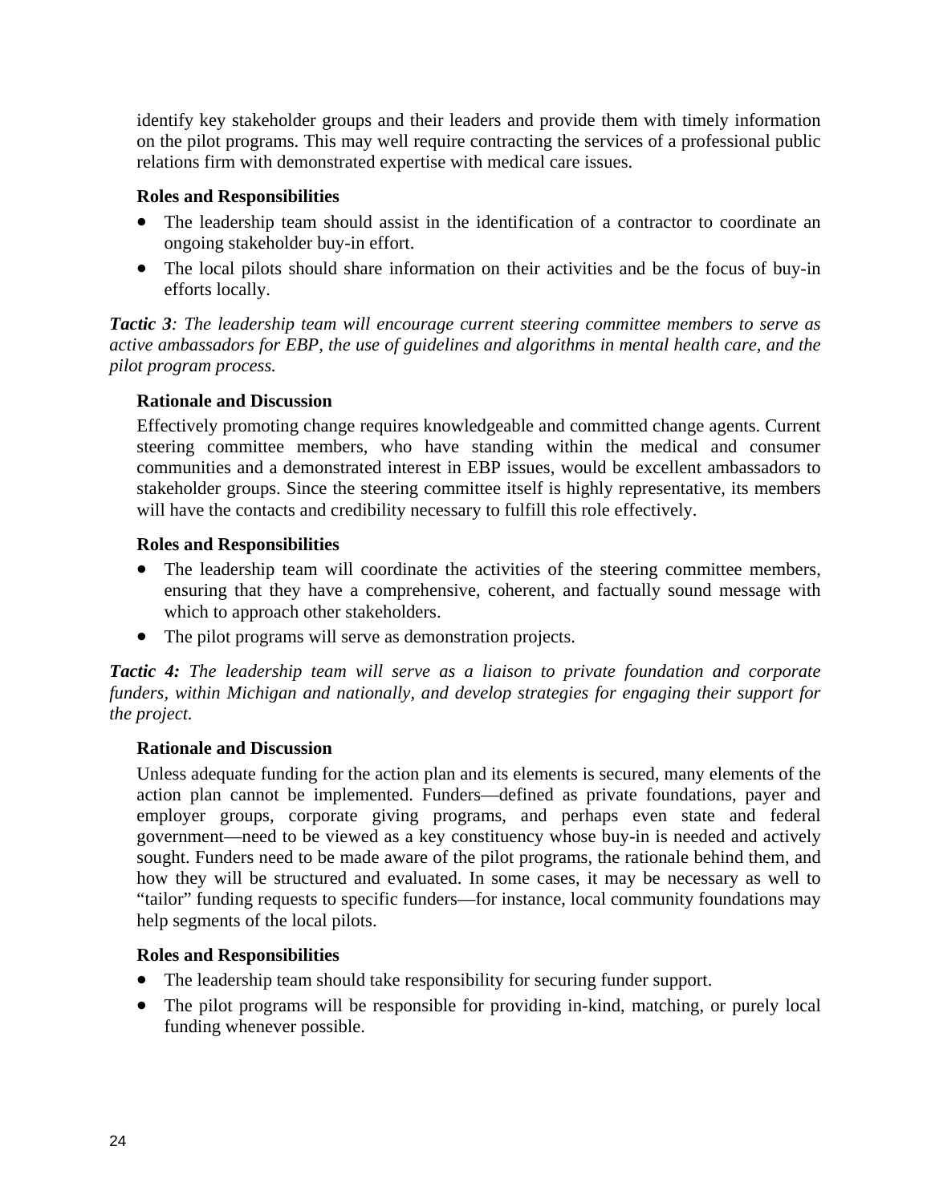identify key stakeholder groups and their leaders and provide them with timely information on the pilot programs. This may well require contracting the services of a professional public relations firm with demonstrated expertise with medical care issues.

**Roles and Responsibilities**

- The leadership team should assist in the identification of a contractor to coordinate an ongoing stakeholder buy-in effort.
- The local pilots should share information on their activities and be the focus of buy-in efforts locally.

***Tactic 3****: The leadership team will encourage current steering committee members to serve as active ambassadors for EBP, the use of guidelines and algorithms in mental health care, and the pilot program process.*

**Rationale and Discussion**

Effectively promoting change requires knowledgeable and committed change agents. Current steering committee members, who have standing within the medical and consumer communities and a demonstrated interest in EBP issues, would be excellent ambassadors to stakeholder groups. Since the steering committee itself is highly representative, its members will have the contacts and credibility necessary to fulfill this role effectively.

**Roles and Responsibilities**

- The leadership team will coordinate the activities of the steering committee members, ensuring that they have a comprehensive, coherent, and factually sound message with which to approach other stakeholders.
- The pilot programs will serve as demonstration projects.

***Tactic 4:*** *The leadership team will serve as a liaison to private foundation and corporate funders, within Michigan and nationally, and develop strategies for engaging their support for the project.*

**Rationale and Discussion**

Unless adequate funding for the action plan and its elements is secured, many elements of the action plan cannot be implemented. Funders—defined as private foundations, payer and employer groups, corporate giving programs, and perhaps even state and federal government—need to be viewed as a key constituency whose buy-in is needed and actively sought. Funders need to be made aware of the pilot programs, the rationale behind them, and how they will be structured and evaluated. In some cases, it may be necessary as well to "tailor" funding requests to specific funders—for instance, local community foundations may help segments of the local pilots.

**Roles and Responsibilities**

- The leadership team should take responsibility for securing funder support.
- The pilot programs will be responsible for providing in-kind, matching, or purely local funding whenever possible.